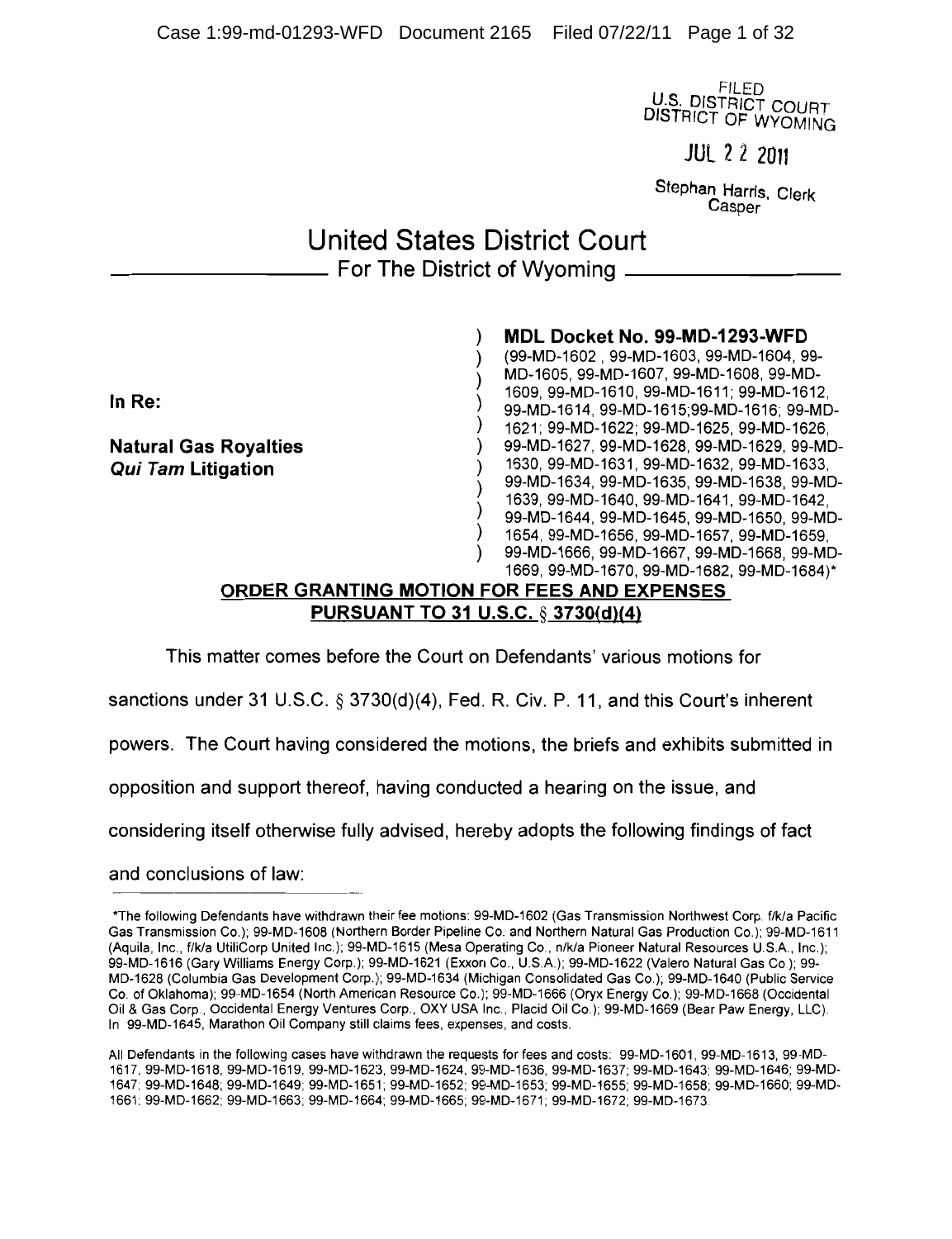FILED
U.S. DISTRICT COURT
DISTRICT OF WYOMING

JUL 22 2011

Stephan Harris, Clerk
Casper

# United States District Court
## For The District of Wyoming

In Re:

**Natural Gas Royalties**
***Qui Tam* Litigation**

**MDL Docket No. 99-MD-1293-WFD**
(99-MD-1602 , 99-MD-1603, 99-MD-1604, 99-MD-1605, 99-MD-1607, 99-MD-1608, 99-MD-1609, 99-MD-1610, 99-MD-1611; 99-MD-1612, 99-MD-1614, 99-MD-1615;99-MD-1616; 99-MD-1621; 99-MD-1622; 99-MD-1625, 99-MD-1626, 99-MD-1627, 99-MD-1628, 99-MD-1629, 99-MD-1630, 99-MD-1631, 99-MD-1632, 99-MD-1633, 99-MD-1634, 99-MD-1635, 99-MD-1638, 99-MD-1639, 99-MD-1640, 99-MD-1641, 99-MD-1642, 99-MD-1644, 99-MD-1645, 99-MD-1650, 99-MD-1654, 99-MD-1656, 99-MD-1657, 99-MD-1659, 99-MD-1666, 99-MD-1667, 99-MD-1668, 99-MD-1669, 99-MD-1670, 99-MD-1682, 99-MD-1684)*

**ORDER GRANTING MOTION FOR FEES AND EXPENSES PURSUANT TO 31 U.S.C. § 3730(d)(4)**

This matter comes before the Court on Defendants' various motions for sanctions under 31 U.S.C. § 3730(d)(4), Fed. R. Civ. P. 11, and this Court's inherent powers. The Court having considered the motions, the briefs and exhibits submitted in opposition and support thereof, having conducted a hearing on the issue, and considering itself otherwise fully advised, hereby adopts the following findings of fact and conclusions of law:

---

*The following Defendants have withdrawn their fee motions: 99-MD-1602 (Gas Transmission Northwest Corp. f/k/a Pacific Gas Transmission Co.); 99-MD-1608 (Northern Border Pipeline Co. and Northern Natural Gas Production Co.); 99-MD-1611 (Aquila, Inc., f/k/a UtiliCorp United Inc.); 99-MD-1615 (Mesa Operating Co., n/k/a Pioneer Natural Resources U.S.A., Inc.); 99-MD-1616 (Gary Williams Energy Corp.); 99-MD-1621 (Exxon Co., U.S.A.); 99-MD-1622 (Valero Natural Gas Co.); 99-MD-1628 (Columbia Gas Development Corp.); 99-MD-1634 (Michigan Consolidated Gas Co.); 99-MD-1640 (Public Service Co. of Oklahoma); 99-MD-1654 (North American Resource Co.); 99-MD-1666 (Oryx Energy Co.); 99-MD-1668 (Occidental Oil & Gas Corp., Occidental Energy Ventures Corp., OXY USA Inc., Placid Oil Co.); 99-MD-1669 (Bear Paw Energy, LLC). In 99-MD-1645, Marathon Oil Company still claims fees, expenses, and costs.

All Defendants in the following cases have withdrawn the requests for fees and costs: 99-MD-1601, 99-MD-1613, 99-MD-1617, 99-MD-1618, 99-MD-1619, 99-MD-1623, 99-MD-1624, 99-MD-1636, 99-MD-1637; 99-MD-1643; 99-MD-1646; 99-MD-1647; 99-MD-1648; 99-MD-1649; 99-MD-1651; 99-MD-1652; 99-MD-1653; 99-MD-1655; 99-MD-1658; 99-MD-1660; 99-MD-1661; 99-MD-1662; 99-MD-1663; 99-MD-1664; 99-MD-1665; 99-MD-1671; 99-MD-1672; 99-MD-1673.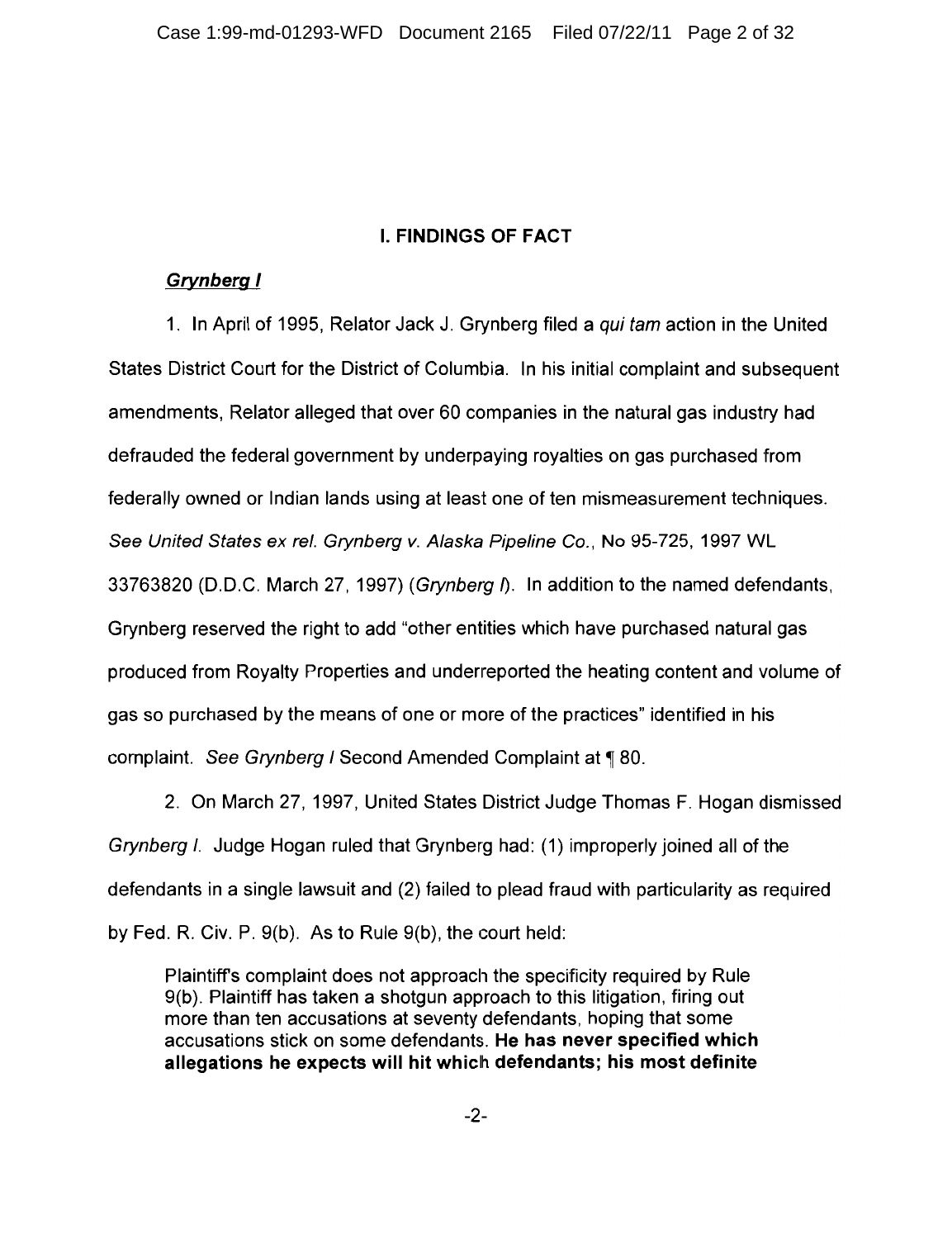## I. FINDINGS OF FACT

### ***Grynberg I***

1. In April of 1995, Relator Jack J. Grynberg filed a *qui tam* action in the United States District Court for the District of Columbia. In his initial complaint and subsequent amendments, Relator alleged that over 60 companies in the natural gas industry had defrauded the federal government by underpaying royalties on gas purchased from federally owned or Indian lands using at least one of ten mismeasurement techniques. *See United States ex rel. Grynberg v. Alaska Pipeline Co.*, No 95-725, 1997 WL 33763820 (D.D.C. March 27, 1997) (*Grynberg I*). In addition to the named defendants, Grynberg reserved the right to add "other entities which have purchased natural gas produced from Royalty Properties and underreported the heating content and volume of gas so purchased by the means of one or more of the practices" identified in his complaint. *See Grynberg I* Second Amended Complaint at ¶ 80.

2. On March 27, 1997, United States District Judge Thomas F. Hogan dismissed *Grynberg I*. Judge Hogan ruled that Grynberg had: (1) improperly joined all of the defendants in a single lawsuit and (2) failed to plead fraud with particularity as required by Fed. R. Civ. P. 9(b). As to Rule 9(b), the court held:

> Plaintiff's complaint does not approach the specificity required by Rule 9(b). Plaintiff has taken a shotgun approach to this litigation, firing out more than ten accusations at seventy defendants, hoping that some accusations stick on some defendants. **He has never specified which allegations he expects will hit which defendants; his most definite**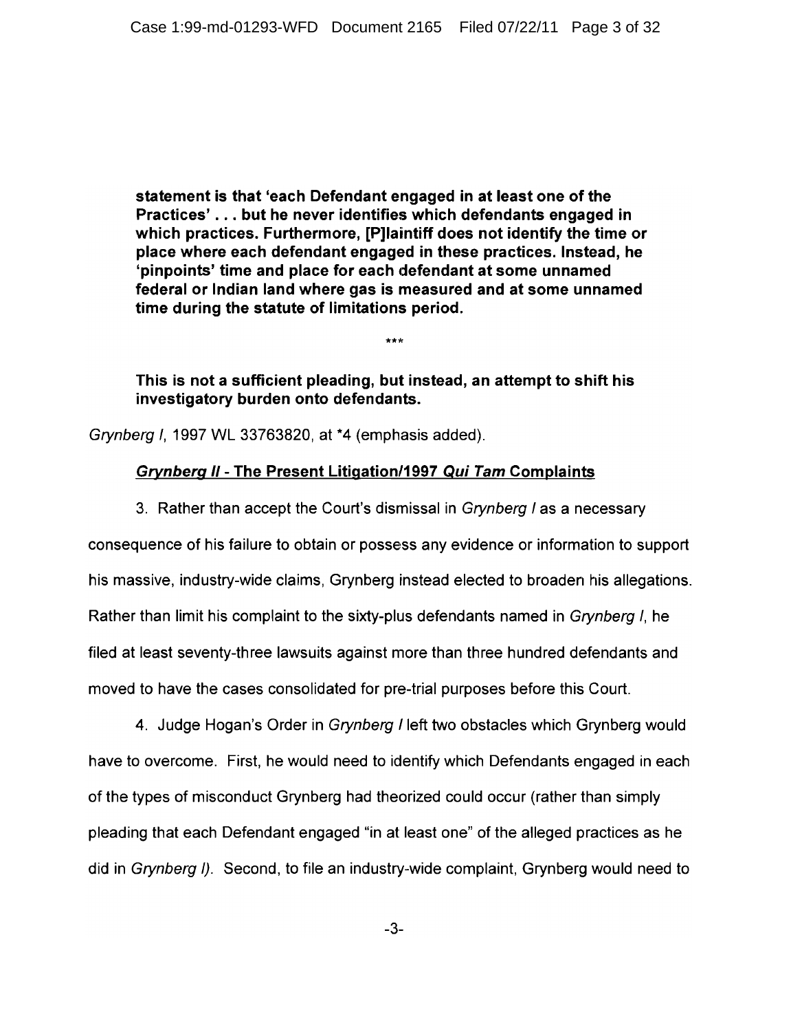**statement is that 'each Defendant engaged in at least one of the Practices' . . . but he never identifies which defendants engaged in which practices. Furthermore, [P]laintiff does not identify the time or place where each defendant engaged in these practices. Instead, he 'pinpoints' time and place for each defendant at some unnamed federal or Indian land where gas is measured and at some unnamed time during the statute of limitations period.**

***

**This is not a sufficient pleading, but instead, an attempt to shift his investigatory burden onto defendants.**

*Grynberg I*, 1997 WL 33763820, at *4 (emphasis added).

***<u>Grynberg II</u>* <u>- The Present Litigation/1997</u> *<u>Qui Tam</u>* <u>Complaints</u>**

3. Rather than accept the Court's dismissal in *Grynberg I* as a necessary consequence of his failure to obtain or possess any evidence or information to support his massive, industry-wide claims, Grynberg instead elected to broaden his allegations. Rather than limit his complaint to the sixty-plus defendants named in *Grynberg I*, he filed at least seventy-three lawsuits against more than three hundred defendants and moved to have the cases consolidated for pre-trial purposes before this Court.

4. Judge Hogan's Order in *Grynberg I* left two obstacles which Grynberg would have to overcome. First, he would need to identify which Defendants engaged in each of the types of misconduct Grynberg had theorized could occur (rather than simply pleading that each Defendant engaged "in at least one" of the alleged practices as he did in *Grynberg I*). Second, to file an industry-wide complaint, Grynberg would need to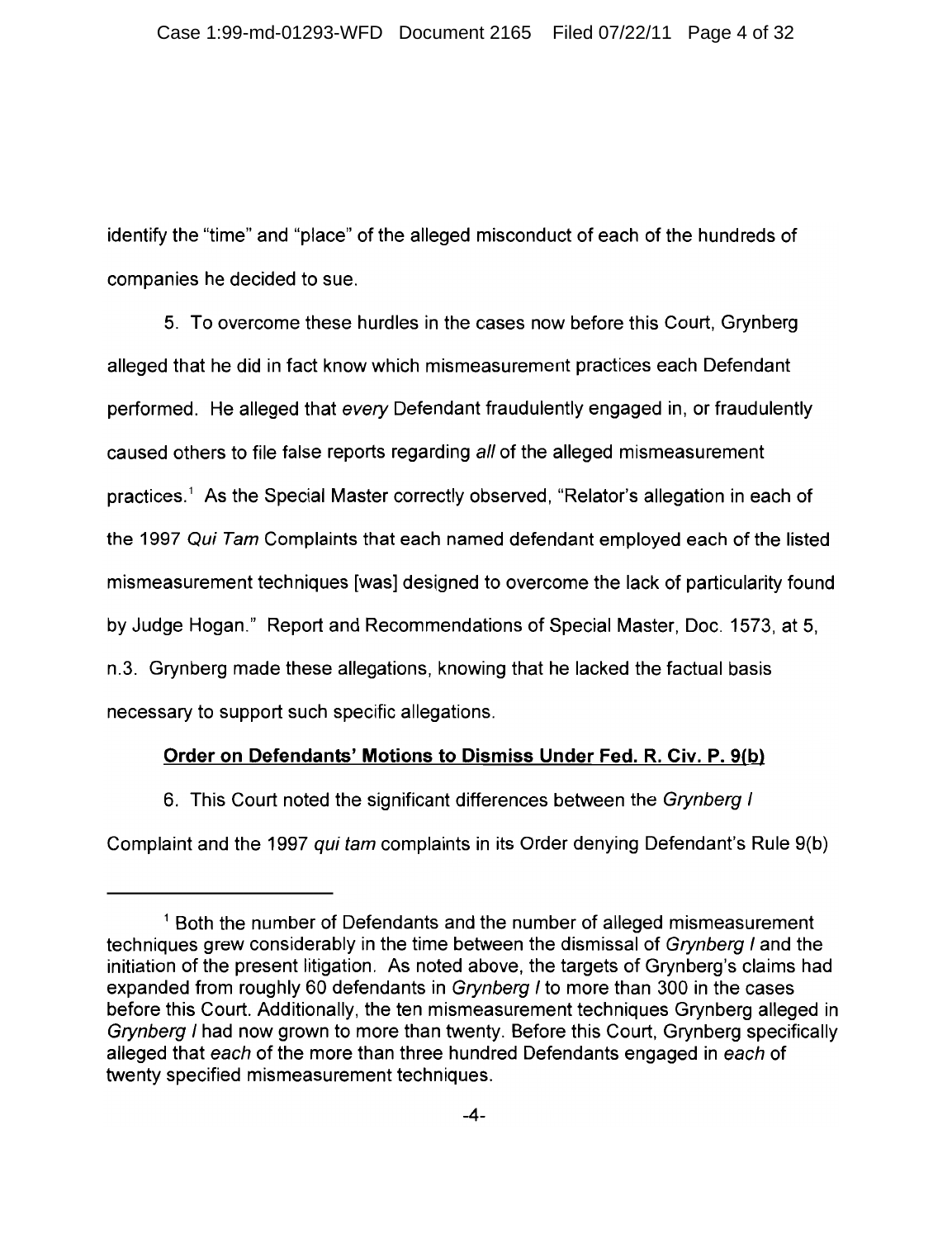identify the "time" and "place" of the alleged misconduct of each of the hundreds of companies he decided to sue.

5. To overcome these hurdles in the cases now before this Court, Grynberg alleged that he did in fact know which mismeasurement practices each Defendant performed. He alleged that *every* Defendant fraudulently engaged in, or fraudulently caused others to file false reports regarding *all* of the alleged mismeasurement practices.[1] As the Special Master correctly observed, "Relator's allegation in each of the 1997 *Qui Tam* Complaints that each named defendant employed each of the listed mismeasurement techniques [was] designed to overcome the lack of particularity found by Judge Hogan." Report and Recommendations of Special Master, Doc. 1573, at 5, n.3. Grynberg made these allegations, knowing that he lacked the factual basis necessary to support such specific allegations.

**<u>Order on Defendants' Motions to Dismiss Under Fed. R. Civ. P. 9(b)</u>**

6. This Court noted the significant differences between the *Grynberg I* Complaint and the 1997 *qui tam* complaints in its Order denying Defendant's Rule 9(b)

---

[1] Both the number of Defendants and the number of alleged mismeasurement techniques grew considerably in the time between the dismissal of *Grynberg I* and the initiation of the present litigation. As noted above, the targets of Grynberg's claims had expanded from roughly 60 defendants in *Grynberg I* to more than 300 in the cases before this Court. Additionally, the ten mismeasurement techniques Grynberg alleged in *Grynberg I* had now grown to more than twenty. Before this Court, Grynberg specifically alleged that *each* of the more than three hundred Defendants engaged in *each* of twenty specified mismeasurement techniques.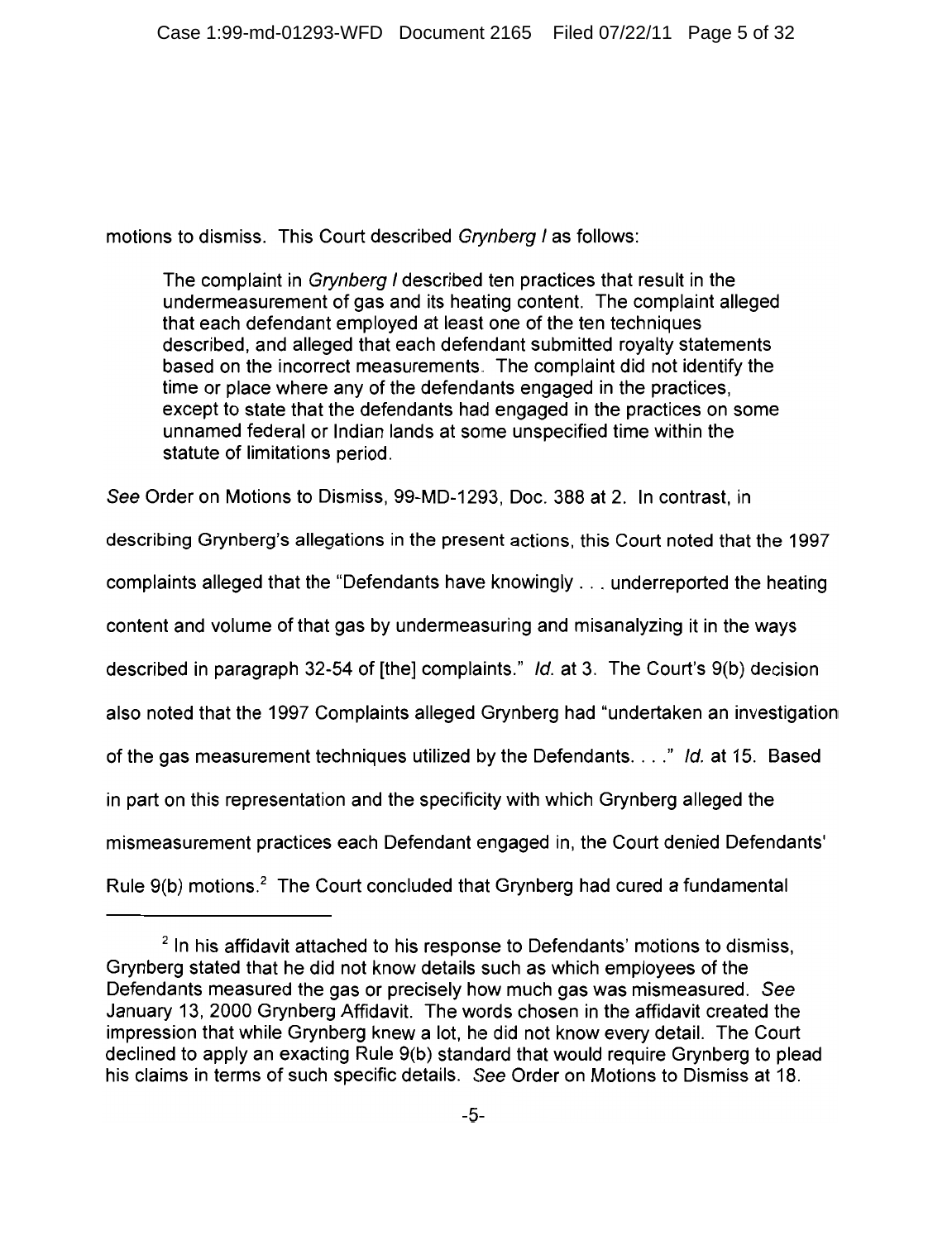motions to dismiss. This Court described *Grynberg I* as follows:

> The complaint in *Grynberg I* described ten practices that result in the undermeasurement of gas and its heating content. The complaint alleged that each defendant employed at least one of the ten techniques described, and alleged that each defendant submitted royalty statements based on the incorrect measurements. The complaint did not identify the time or place where any of the defendants engaged in the practices, except to state that the defendants had engaged in the practices on some unnamed federal or Indian lands at some unspecified time within the statute of limitations period.

*See* Order on Motions to Dismiss, 99-MD-1293, Doc. 388 at 2. In contrast, in describing Grynberg's allegations in the present actions, this Court noted that the 1997 complaints alleged that the "Defendants have knowingly . . . underreported the heating content and volume of that gas by undermeasuring and misanalyzing it in the ways described in paragraph 32-54 of [the] complaints." *Id.* at 3. The Court's 9(b) decision also noted that the 1997 Complaints alleged Grynberg had "undertaken an investigation of the gas measurement techniques utilized by the Defendants. . . ." *Id.* at 15. Based in part on this representation and the specificity with which Grynberg alleged the mismeasurement practices each Defendant engaged in, the Court denied Defendants' Rule 9(b) motions.[2] The Court concluded that Grynberg had cured a fundamental

[2] In his affidavit attached to his response to Defendants' motions to dismiss, Grynberg stated that he did not know details such as which employees of the Defendants measured the gas or precisely how much gas was mismeasured. *See* January 13, 2000 Grynberg Affidavit. The words chosen in the affidavit created the impression that while Grynberg knew a lot, he did not know every detail. The Court declined to apply an exacting Rule 9(b) standard that would require Grynberg to plead his claims in terms of such specific details. *See* Order on Motions to Dismiss at 18.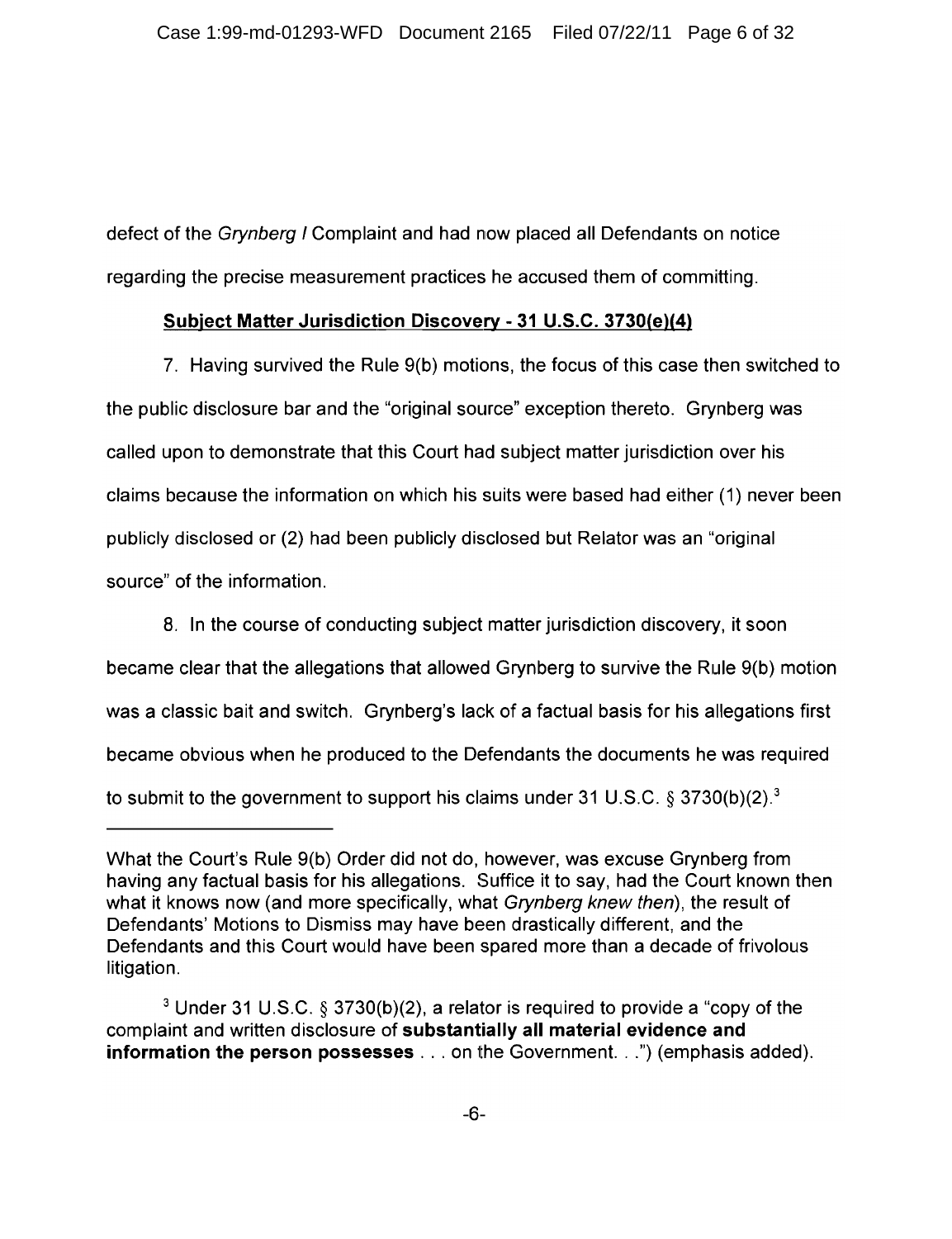defect of the *Grynberg I* Complaint and had now placed all Defendants on notice regarding the precise measurement practices he accused them of committing.

**Subject Matter Jurisdiction Discovery - 31 U.S.C. 3730(e)(4)**

7. Having survived the Rule 9(b) motions, the focus of this case then switched to the public disclosure bar and the "original source" exception thereto. Grynberg was called upon to demonstrate that this Court had subject matter jurisdiction over his claims because the information on which his suits were based had either (1) never been publicly disclosed or (2) had been publicly disclosed but Relator was an "original source" of the information.

8. In the course of conducting subject matter jurisdiction discovery, it soon became clear that the allegations that allowed Grynberg to survive the Rule 9(b) motion was a classic bait and switch. Grynberg's lack of a factual basis for his allegations first became obvious when he produced to the Defendants the documents he was required to submit to the government to support his claims under 31 U.S.C. § 3730(b)(2).[3]

---

What the Court's Rule 9(b) Order did not do, however, was excuse Grynberg from having any factual basis for his allegations. Suffice it to say, had the Court known then what it knows now (and more specifically, what *Grynberg knew then*), the result of Defendants' Motions to Dismiss may have been drastically different, and the Defendants and this Court would have been spared more than a decade of frivolous litigation.

[3] Under 31 U.S.C. § 3730(b)(2), a relator is required to provide a "copy of the complaint and written disclosure of **substantially all material evidence and information the person possesses** . . . on the Government. . .") (emphasis added).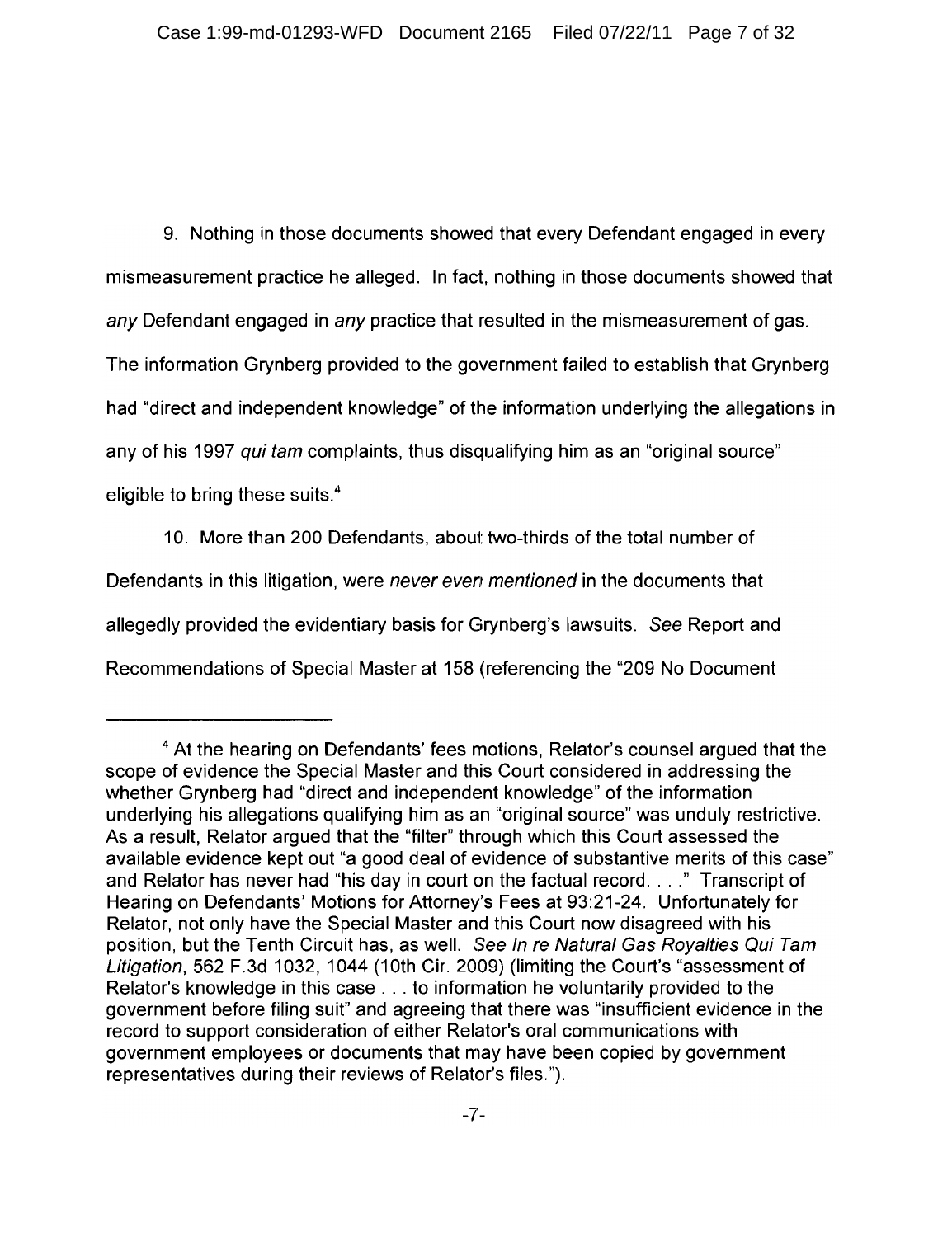9. Nothing in those documents showed that every Defendant engaged in every mismeasurement practice he alleged. In fact, nothing in those documents showed that *any* Defendant engaged in *any* practice that resulted in the mismeasurement of gas. The information Grynberg provided to the government failed to establish that Grynberg had "direct and independent knowledge" of the information underlying the allegations in any of his 1997 *qui tam* complaints, thus disqualifying him as an "original source" eligible to bring these suits.[4]

10. More than 200 Defendants, about two-thirds of the total number of Defendants in this litigation, were *never even mentioned* in the documents that allegedly provided the evidentiary basis for Grynberg's lawsuits. *See* Report and Recommendations of Special Master at 158 (referencing the "209 No Document

---

[4] At the hearing on Defendants' fees motions, Relator's counsel argued that the scope of evidence the Special Master and this Court considered in addressing the whether Grynberg had "direct and independent knowledge" of the information underlying his allegations qualifying him as an "original source" was unduly restrictive. As a result, Relator argued that the "filter" through which this Court assessed the available evidence kept out "a good deal of evidence of substantive merits of this case" and Relator has never had "his day in court on the factual record. . . ." Transcript of Hearing on Defendants' Motions for Attorney's Fees at 93:21-24. Unfortunately for Relator, not only have the Special Master and this Court now disagreed with his position, but the Tenth Circuit has, as well. *See In re Natural Gas Royalties Qui Tam Litigation*, 562 F.3d 1032, 1044 (10th Cir. 2009) (limiting the Court's "assessment of Relator's knowledge in this case . . . to information he voluntarily provided to the government before filing suit" and agreeing that there was "insufficient evidence in the record to support consideration of either Relator's oral communications with government employees or documents that may have been copied by government representatives during their reviews of Relator's files.").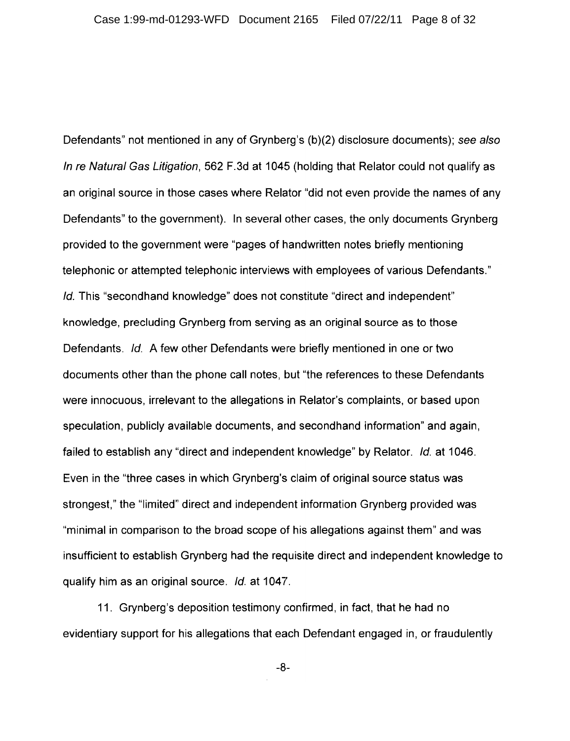Defendants" not mentioned in any of Grynberg's (b)(2) disclosure documents); *see also In re Natural Gas Litigation*, 562 F.3d at 1045 (holding that Relator could not qualify as an original source in those cases where Relator "did not even provide the names of any Defendants" to the government). In several other cases, the only documents Grynberg provided to the government were "pages of handwritten notes briefly mentioning telephonic or attempted telephonic interviews with employees of various Defendants." *Id.* This "secondhand knowledge" does not constitute "direct and independent" knowledge, precluding Grynberg from serving as an original source as to those Defendants. *Id.* A few other Defendants were briefly mentioned in one or two documents other than the phone call notes, but "the references to these Defendants were innocuous, irrelevant to the allegations in Relator's complaints, or based upon speculation, publicly available documents, and secondhand information" and again, failed to establish any "direct and independent knowledge" by Relator. *Id.* at 1046. Even in the "three cases in which Grynberg's claim of original source status was strongest," the "limited" direct and independent information Grynberg provided was "minimal in comparison to the broad scope of his allegations against them" and was insufficient to establish Grynberg had the requisite direct and independent knowledge to qualify him as an original source. *Id.* at 1047.

11. Grynberg's deposition testimony confirmed, in fact, that he had no evidentiary support for his allegations that each Defendant engaged in, or fraudulently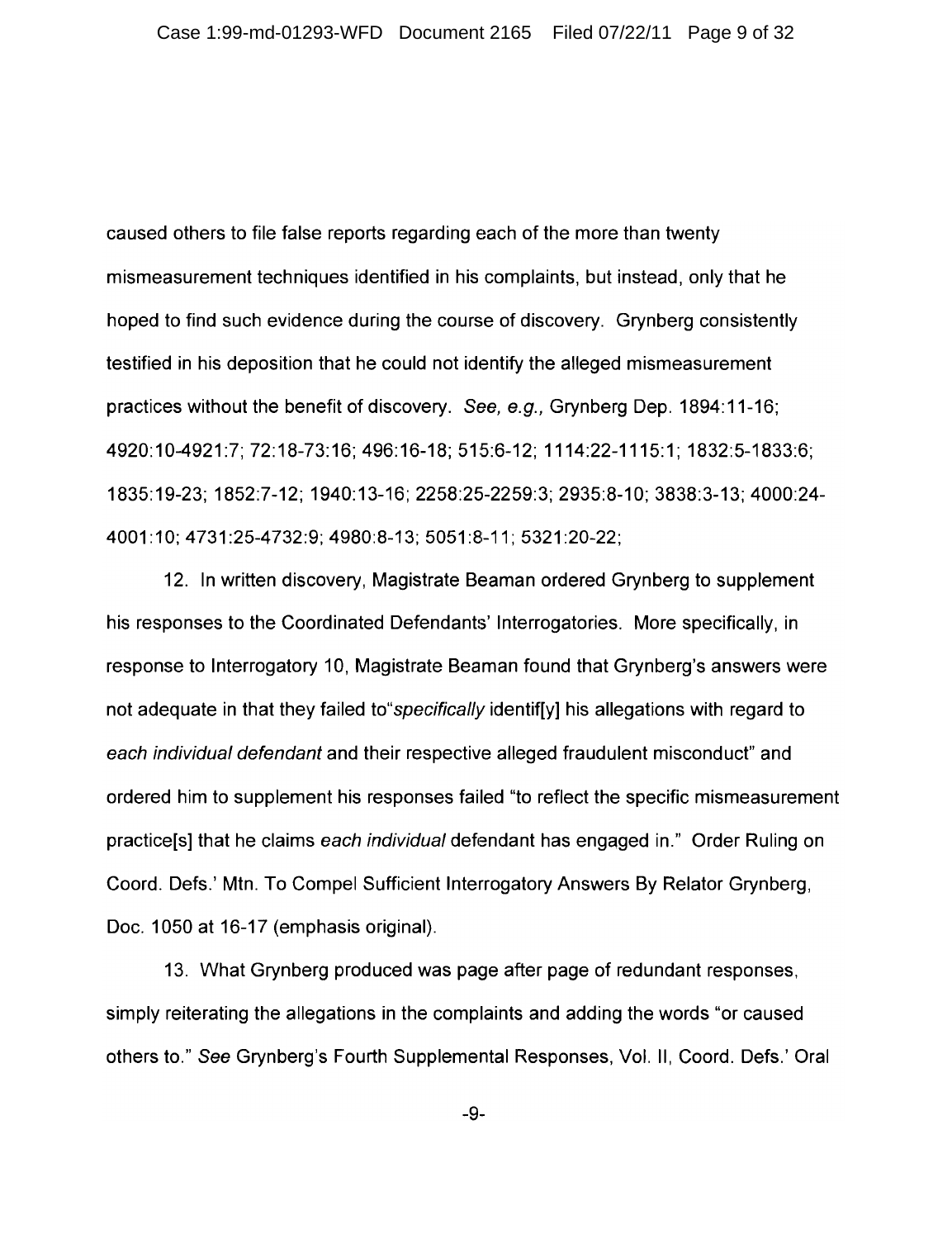caused others to file false reports regarding each of the more than twenty mismeasurement techniques identified in his complaints, but instead, only that he hoped to find such evidence during the course of discovery. Grynberg consistently testified in his deposition that he could not identify the alleged mismeasurement practices without the benefit of discovery. *See, e.g.,* Grynberg Dep. 1894:11-16; 4920:10-4921:7; 72:18-73:16; 496:16-18; 515:6-12; 1114:22-1115:1; 1832:5-1833:6; 1835:19-23; 1852:7-12; 1940:13-16; 2258:25-2259:3; 2935:8-10; 3838:3-13; 4000:24-4001:10; 4731:25-4732:9; 4980:8-13; 5051:8-11; 5321:20-22;

12. In written discovery, Magistrate Beaman ordered Grynberg to supplement his responses to the Coordinated Defendants' Interrogatories. More specifically, in response to Interrogatory 10, Magistrate Beaman found that Grynberg's answers were not adequate in that they failed to"*specifically* identif[y] his allegations with regard to *each individual defendant* and their respective alleged fraudulent misconduct" and ordered him to supplement his responses failed "to reflect the specific mismeasurement practice[s] that he claims *each individual* defendant has engaged in." Order Ruling on Coord. Defs.' Mtn. To Compel Sufficient Interrogatory Answers By Relator Grynberg, Doc. 1050 at 16-17 (emphasis original).

13. What Grynberg produced was page after page of redundant responses, simply reiterating the allegations in the complaints and adding the words "or caused others to." *See* Grynberg's Fourth Supplemental Responses, Vol. II, Coord. Defs.' Oral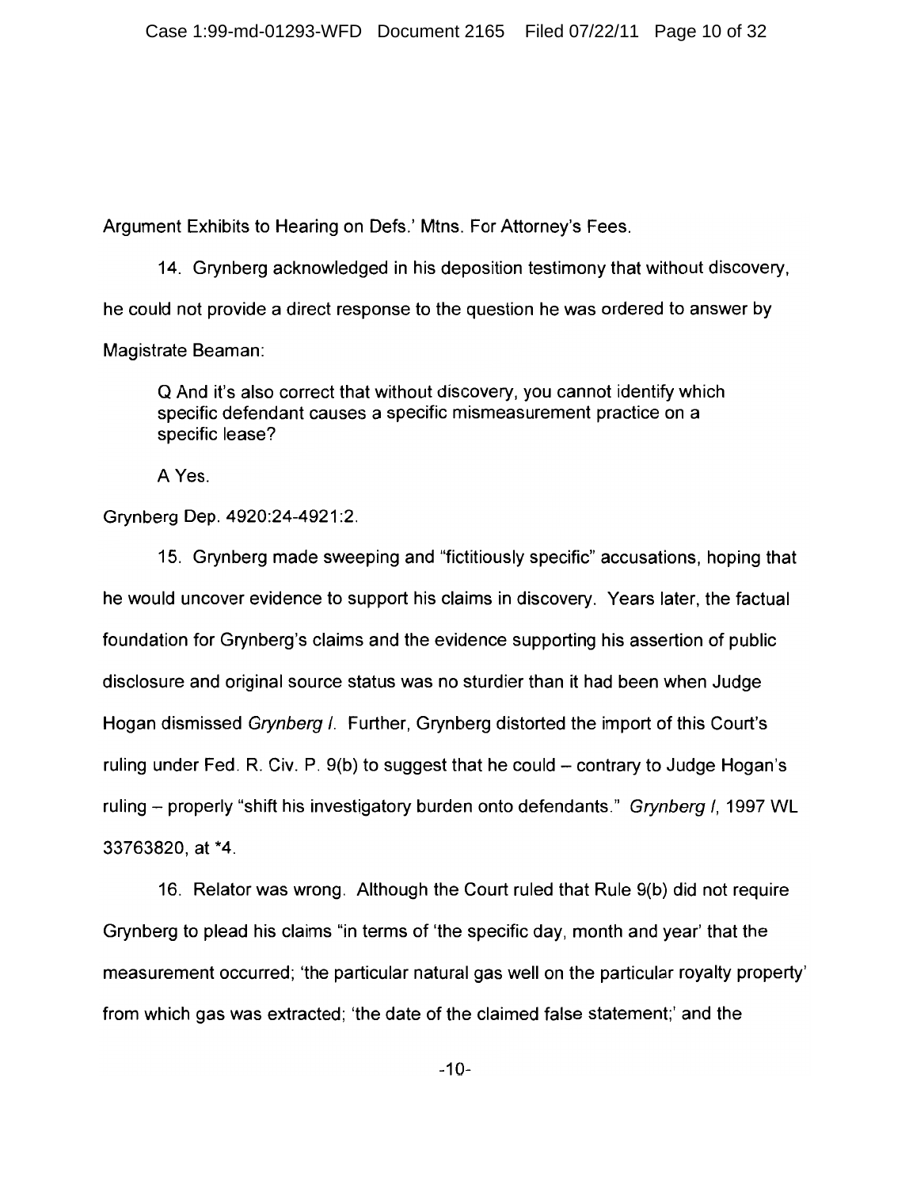Argument Exhibits to Hearing on Defs.' Mtns. For Attorney's Fees.

14. Grynberg acknowledged in his deposition testimony that without discovery, he could not provide a direct response to the question he was ordered to answer by Magistrate Beaman:

> Q And it's also correct that without discovery, you cannot identify which specific defendant causes a specific mismeasurement practice on a specific lease?
>
> A Yes.

Grynberg Dep. 4920:24-4921:2.

15. Grynberg made sweeping and "fictitiously specific" accusations, hoping that he would uncover evidence to support his claims in discovery. Years later, the factual foundation for Grynberg's claims and the evidence supporting his assertion of public disclosure and original source status was no sturdier than it had been when Judge Hogan dismissed *Grynberg I*. Further, Grynberg distorted the import of this Court's ruling under Fed. R. Civ. P. 9(b) to suggest that he could – contrary to Judge Hogan's ruling – properly "shift his investigatory burden onto defendants." *Grynberg I*, 1997 WL 33763820, at *4.

16. Relator was wrong. Although the Court ruled that Rule 9(b) did not require Grynberg to plead his claims "in terms of 'the specific day, month and year' that the measurement occurred; 'the particular natural gas well on the particular royalty property' from which gas was extracted; 'the date of the claimed false statement;' and the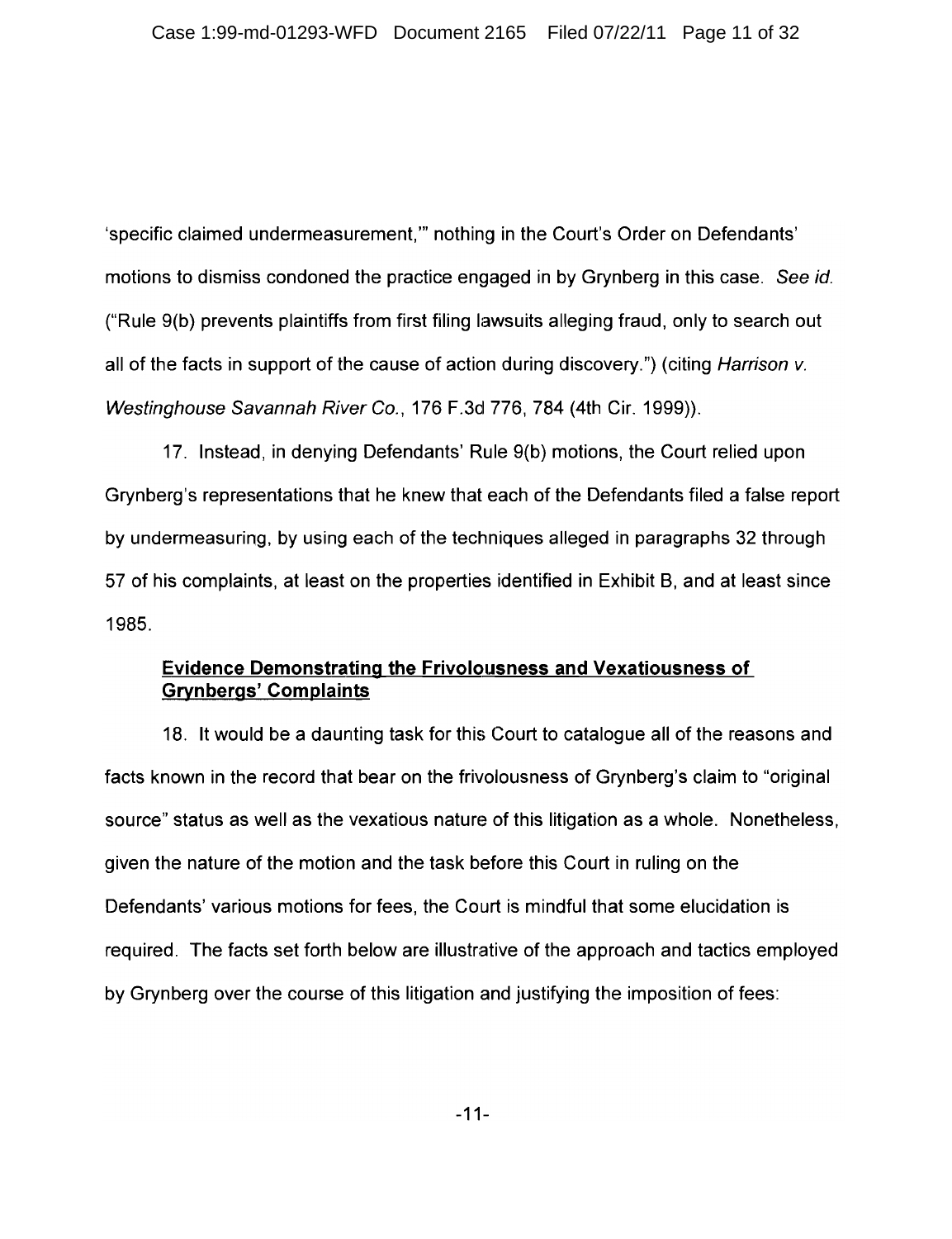'specific claimed undermeasurement,'" nothing in the Court's Order on Defendants' motions to dismiss condoned the practice engaged in by Grynberg in this case. *See id.* ("Rule 9(b) prevents plaintiffs from first filing lawsuits alleging fraud, only to search out all of the facts in support of the cause of action during discovery.") (citing *Harrison v. Westinghouse Savannah River Co.*, 176 F.3d 776, 784 (4th Cir. 1999)).

17. Instead, in denying Defendants' Rule 9(b) motions, the Court relied upon Grynberg's representations that he knew that each of the Defendants filed a false report by undermeasuring, by using each of the techniques alleged in paragraphs 32 through 57 of his complaints, at least on the properties identified in Exhibit B, and at least since 1985.

**<u>Evidence Demonstrating the Frivolousness and Vexatiousness of Grynbergs' Complaints</u>**

18. It would be a daunting task for this Court to catalogue all of the reasons and facts known in the record that bear on the frivolousness of Grynberg's claim to "original source" status as well as the vexatious nature of this litigation as a whole. Nonetheless, given the nature of the motion and the task before this Court in ruling on the Defendants' various motions for fees, the Court is mindful that some elucidation is required. The facts set forth below are illustrative of the approach and tactics employed by Grynberg over the course of this litigation and justifying the imposition of fees: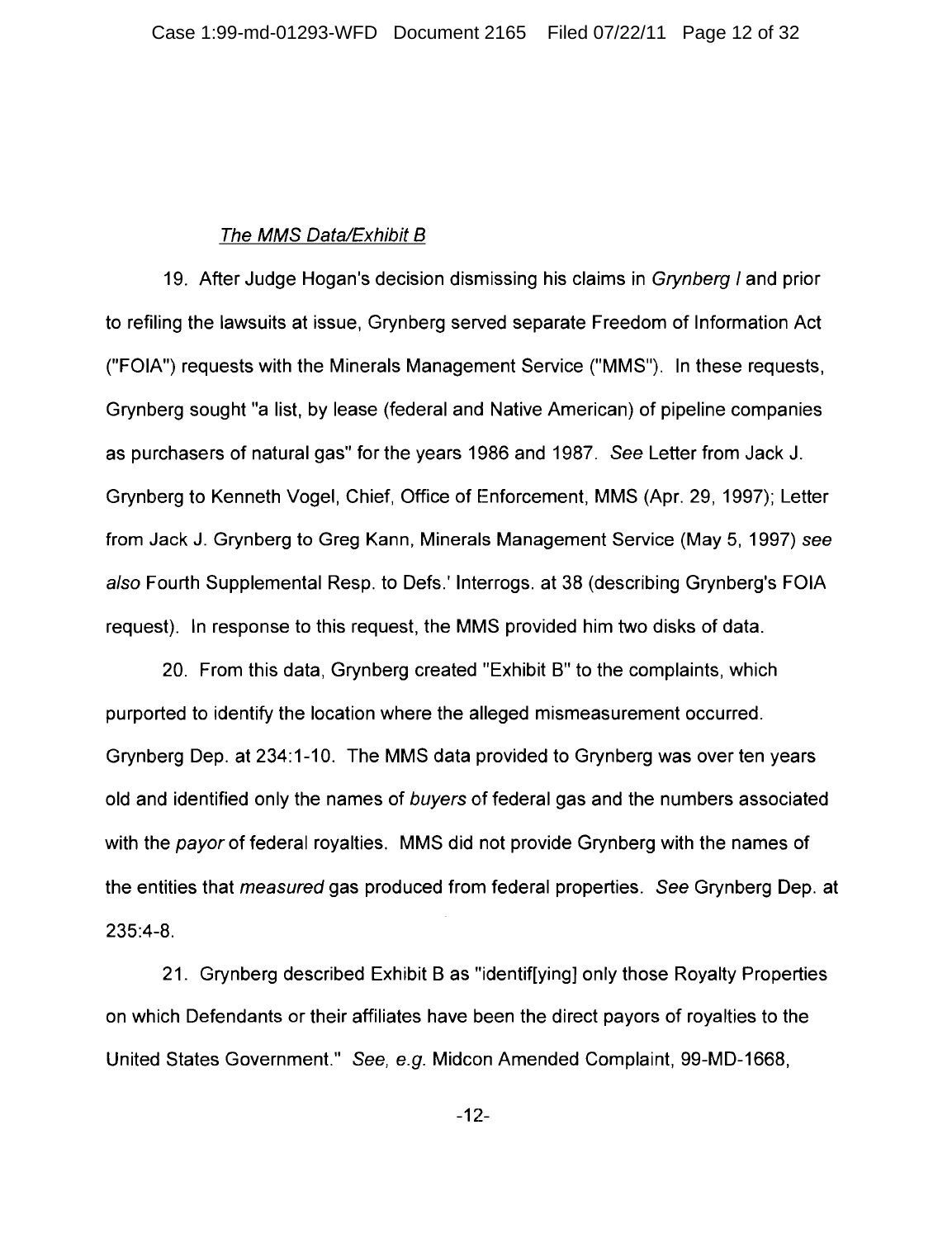*The MMS Data/Exhibit B*

19. After Judge Hogan's decision dismissing his claims in *Grynberg I* and prior to refiling the lawsuits at issue, Grynberg served separate Freedom of Information Act ("FOIA") requests with the Minerals Management Service ("MMS"). In these requests, Grynberg sought "a list, by lease (federal and Native American) of pipeline companies as purchasers of natural gas" for the years 1986 and 1987. *See* Letter from Jack J. Grynberg to Kenneth Vogel, Chief, Office of Enforcement, MMS (Apr. 29, 1997); Letter from Jack J. Grynberg to Greg Kann, Minerals Management Service (May 5, 1997) *see also* Fourth Supplemental Resp. to Defs.' Interrogs. at 38 (describing Grynberg's FOIA request). In response to this request, the MMS provided him two disks of data.

20. From this data, Grynberg created "Exhibit B" to the complaints, which purported to identify the location where the alleged mismeasurement occurred. Grynberg Dep. at 234:1-10. The MMS data provided to Grynberg was over ten years old and identified only the names of *buyers* of federal gas and the numbers associated with the *payor* of federal royalties. MMS did not provide Grynberg with the names of the entities that *measured* gas produced from federal properties. *See* Grynberg Dep. at 235:4-8.

21. Grynberg described Exhibit B as "identif[ying] only those Royalty Properties on which Defendants or their affiliates have been the direct payors of royalties to the United States Government." *See, e.g.* Midcon Amended Complaint, 99-MD-1668,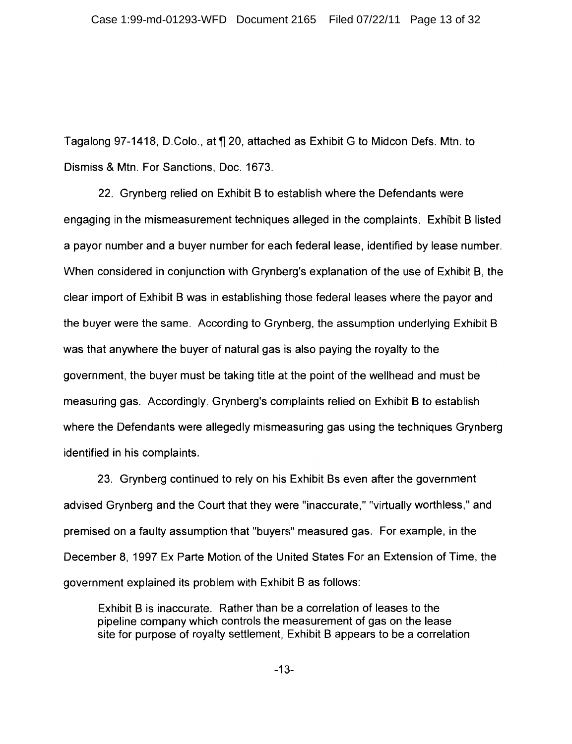Tagalong 97-1418, D.Colo., at ¶ 20, attached as Exhibit G to Midcon Defs. Mtn. to Dismiss & Mtn. For Sanctions, Doc. 1673.

22. Grynberg relied on Exhibit B to establish where the Defendants were engaging in the mismeasurement techniques alleged in the complaints. Exhibit B listed a payor number and a buyer number for each federal lease, identified by lease number. When considered in conjunction with Grynberg's explanation of the use of Exhibit B, the clear import of Exhibit B was in establishing those federal leases where the payor and the buyer were the same. According to Grynberg, the assumption underlying Exhibit B was that anywhere the buyer of natural gas is also paying the royalty to the government, the buyer must be taking title at the point of the wellhead and must be measuring gas. Accordingly, Grynberg's complaints relied on Exhibit B to establish where the Defendants were allegedly mismeasuring gas using the techniques Grynberg identified in his complaints.

23. Grynberg continued to rely on his Exhibit Bs even after the government advised Grynberg and the Court that they were "inaccurate," "virtually worthless," and premised on a faulty assumption that "buyers" measured gas. For example, in the December 8, 1997 Ex Parte Motion of the United States For an Extension of Time, the government explained its problem with Exhibit B as follows:

> Exhibit B is inaccurate. Rather than be a correlation of leases to the pipeline company which controls the measurement of gas on the lease site for purpose of royalty settlement, Exhibit B appears to be a correlation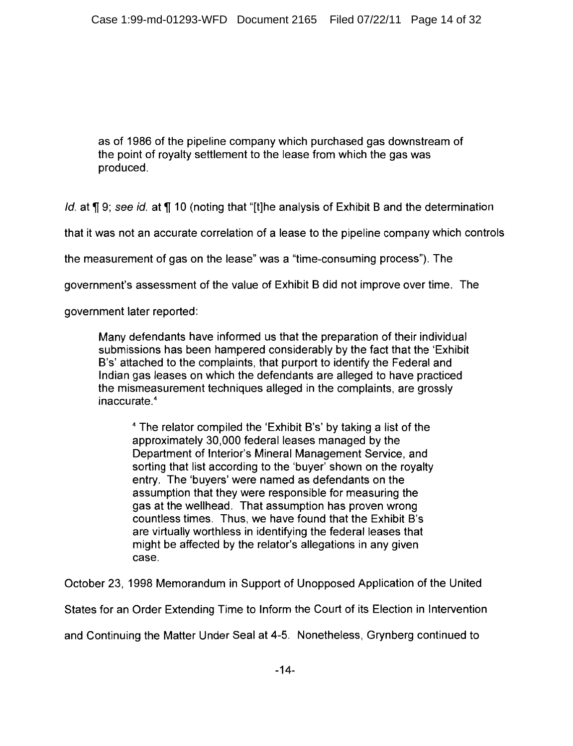> as of 1986 of the pipeline company which purchased gas downstream of the point of royalty settlement to the lease from which the gas was produced.

*Id.* at ¶ 9; *see id.* at ¶ 10 (noting that "[t]he analysis of Exhibit B and the determination that it was not an accurate correlation of a lease to the pipeline company which controls the measurement of gas on the lease" was a "time-consuming process"). The government's assessment of the value of Exhibit B did not improve over time. The government later reported:

> Many defendants have informed us that the preparation of their individual submissions has been hampered considerably by the fact that the 'Exhibit B's' attached to the complaints, that purport to identify the Federal and Indian gas leases on which the defendants are alleged to have practiced the mismeasurement techniques alleged in the complaints, are grossly inaccurate.[4]
>
> > [4] The relator compiled the 'Exhibit B's' by taking a list of the approximately 30,000 federal leases managed by the Department of Interior's Mineral Management Service, and sorting that list according to the 'buyer' shown on the royalty entry. The 'buyers' were named as defendants on the assumption that they were responsible for measuring the gas at the wellhead. That assumption has proven wrong countless times. Thus, we have found that the Exhibit B's are virtually worthless in identifying the federal leases that might be affected by the relator's allegations in any given case.

October 23, 1998 Memorandum in Support of Unopposed Application of the United States for an Order Extending Time to Inform the Court of its Election in Intervention and Continuing the Matter Under Seal at 4-5. Nonetheless, Grynberg continued to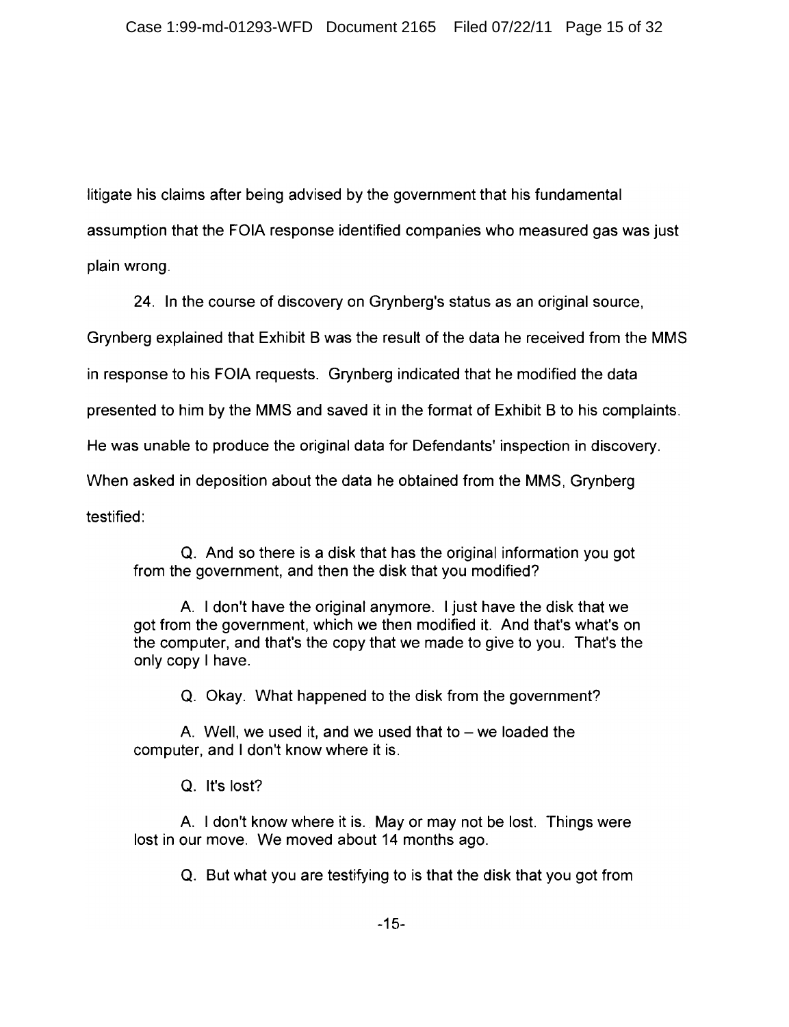litigate his claims after being advised by the government that his fundamental assumption that the FOIA response identified companies who measured gas was just plain wrong.

24. In the course of discovery on Grynberg's status as an original source, Grynberg explained that Exhibit B was the result of the data he received from the MMS in response to his FOIA requests. Grynberg indicated that he modified the data presented to him by the MMS and saved it in the format of Exhibit B to his complaints. He was unable to produce the original data for Defendants' inspection in discovery. When asked in deposition about the data he obtained from the MMS, Grynberg testified:

> Q. And so there is a disk that has the original information you got from the government, and then the disk that you modified?
>
> A. I don't have the original anymore. I just have the disk that we got from the government, which we then modified it. And that's what's on the computer, and that's the copy that we made to give to you. That's the only copy I have.
>
> Q. Okay. What happened to the disk from the government?
>
> A. Well, we used it, and we used that to – we loaded the computer, and I don't know where it is.
>
> Q. It's lost?
>
> A. I don't know where it is. May or may not be lost. Things were lost in our move. We moved about 14 months ago.
>
> Q. But what you are testifying to is that the disk that you got from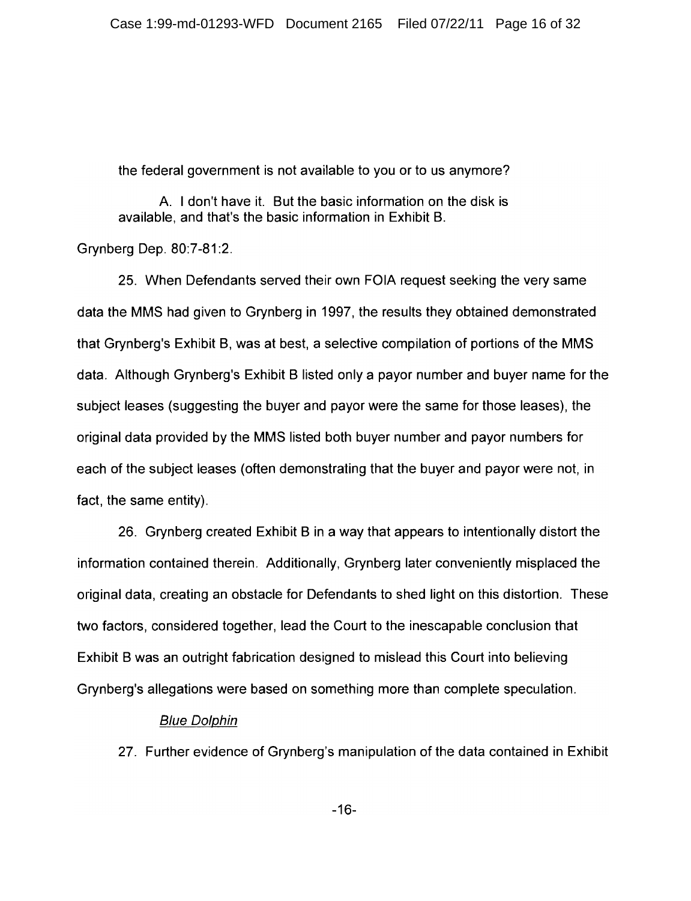the federal government is not available to you or to us anymore?

> A. I don't have it. But the basic information on the disk is available, and that's the basic information in Exhibit B.

Grynberg Dep. 80:7-81:2.

25. When Defendants served their own FOIA request seeking the very same data the MMS had given to Grynberg in 1997, the results they obtained demonstrated that Grynberg's Exhibit B, was at best, a selective compilation of portions of the MMS data. Although Grynberg's Exhibit B listed only a payor number and buyer name for the subject leases (suggesting the buyer and payor were the same for those leases), the original data provided by the MMS listed both buyer number and payor numbers for each of the subject leases (often demonstrating that the buyer and payor were not, in fact, the same entity).

26. Grynberg created Exhibit B in a way that appears to intentionally distort the information contained therein. Additionally, Grynberg later conveniently misplaced the original data, creating an obstacle for Defendants to shed light on this distortion. These two factors, considered together, lead the Court to the inescapable conclusion that Exhibit B was an outright fabrication designed to mislead this Court into believing Grynberg's allegations were based on something more than complete speculation.

*Blue Dolphin*

27. Further evidence of Grynberg's manipulation of the data contained in Exhibit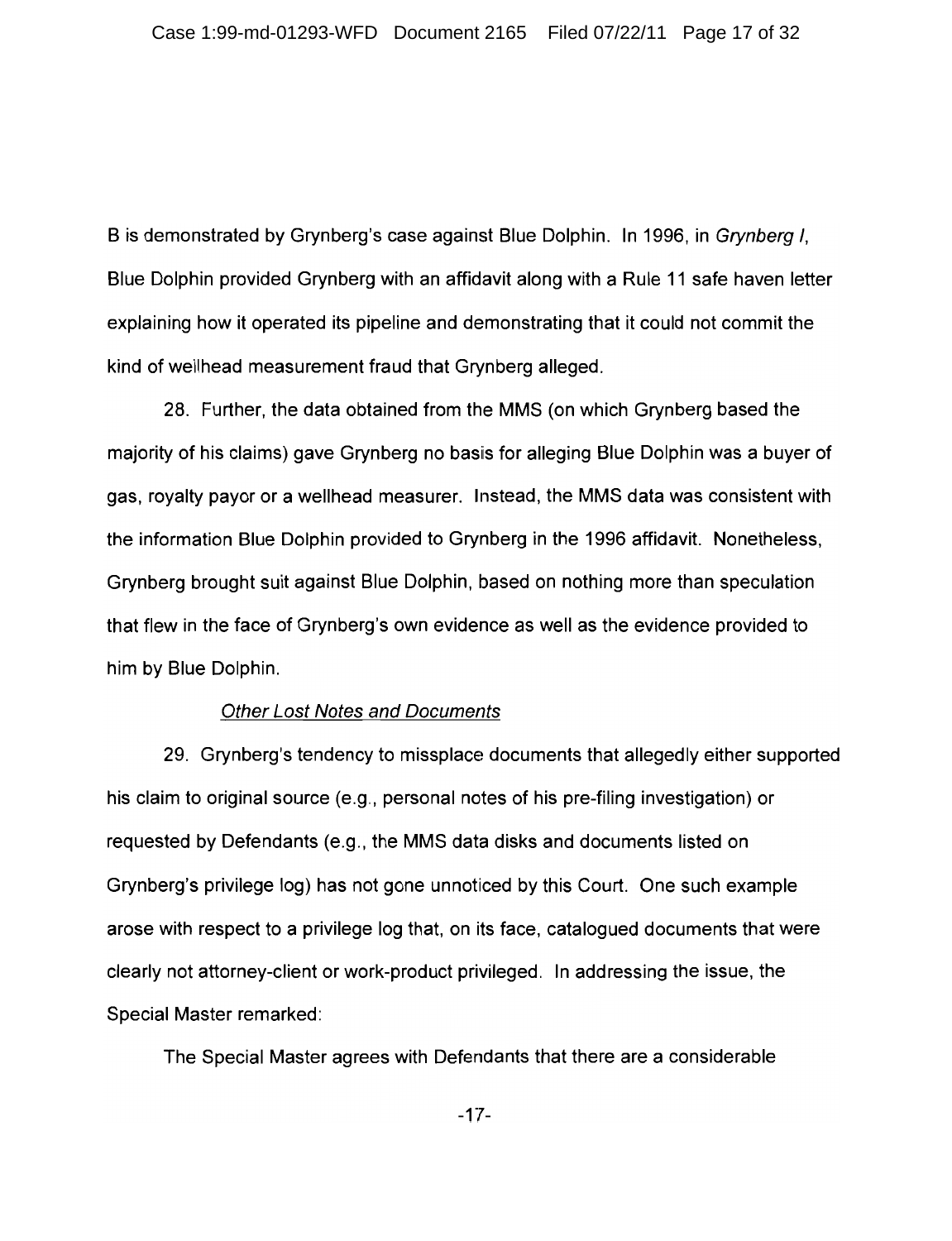B is demonstrated by Grynberg's case against Blue Dolphin. In 1996, in *Grynberg I*, Blue Dolphin provided Grynberg with an affidavit along with a Rule 11 safe haven letter explaining how it operated its pipeline and demonstrating that it could not commit the kind of wellhead measurement fraud that Grynberg alleged.

28. Further, the data obtained from the MMS (on which Grynberg based the majority of his claims) gave Grynberg no basis for alleging Blue Dolphin was a buyer of gas, royalty payor or a wellhead measurer. Instead, the MMS data was consistent with the information Blue Dolphin provided to Grynberg in the 1996 affidavit. Nonetheless, Grynberg brought suit against Blue Dolphin, based on nothing more than speculation that flew in the face of Grynberg's own evidence as well as the evidence provided to him by Blue Dolphin.

*Other Lost Notes and Documents*

29. Grynberg's tendency to missplace documents that allegedly either supported his claim to original source (e.g., personal notes of his pre-filing investigation) or requested by Defendants (e.g., the MMS data disks and documents listed on Grynberg's privilege log) has not gone unnoticed by this Court. One such example arose with respect to a privilege log that, on its face, catalogued documents that were clearly not attorney-client or work-product privileged. In addressing the issue, the Special Master remarked:

The Special Master agrees with Defendants that there are a considerable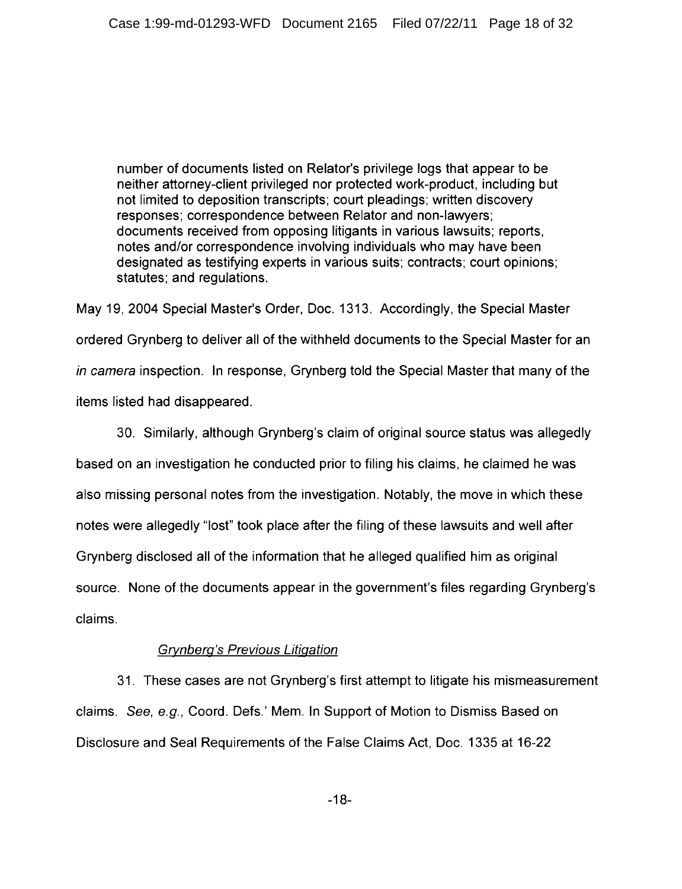> number of documents listed on Relator's privilege logs that appear to be neither attorney-client privileged nor protected work-product, including but not limited to deposition transcripts; court pleadings; written discovery responses; correspondence between Relator and non-lawyers; documents received from opposing litigants in various lawsuits; reports, notes and/or correspondence involving individuals who may have been designated as testifying experts in various suits; contracts; court opinions; statutes; and regulations.

May 19, 2004 Special Master's Order, Doc. 1313. Accordingly, the Special Master ordered Grynberg to deliver all of the withheld documents to the Special Master for an *in camera* inspection. In response, Grynberg told the Special Master that many of the items listed had disappeared.

30. Similarly, although Grynberg's claim of original source status was allegedly based on an investigation he conducted prior to filing his claims, he claimed he was also missing personal notes from the investigation. Notably, the move in which these notes were allegedly "lost" took place after the filing of these lawsuits and well after Grynberg disclosed all of the information that he alleged qualified him as original source. None of the documents appear in the government's files regarding Grynberg's claims.

*Grynberg's Previous Litigation*

31. These cases are not Grynberg's first attempt to litigate his mismeasurement claims. *See, e.g.,* Coord. Defs.' Mem. In Support of Motion to Dismiss Based on Disclosure and Seal Requirements of the False Claims Act, Doc. 1335 at 16-22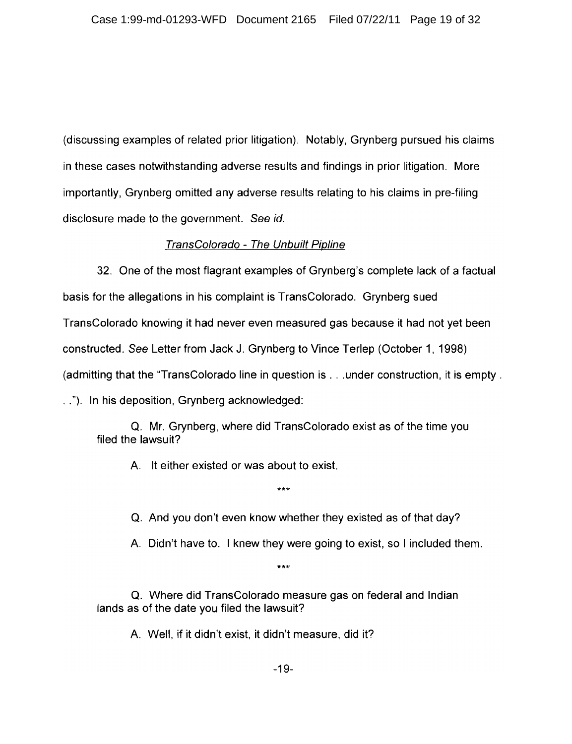(discussing examples of related prior litigation). Notably, Grynberg pursued his claims in these cases notwithstanding adverse results and findings in prior litigation. More importantly, Grynberg omitted any adverse results relating to his claims in pre-filing disclosure made to the government. *See id.*

<u>*TransColorado - The Unbuilt Pipline*</u>

32. One of the most flagrant examples of Grynberg's complete lack of a factual basis for the allegations in his complaint is TransColorado. Grynberg sued TransColorado knowing it had never even measured gas because it had not yet been constructed. *See* Letter from Jack J. Grynberg to Vince Terlep (October 1, 1998) (admitting that the "TransColorado line in question is . . .under construction, it is empty . . ."). In his deposition, Grynberg acknowledged:

> Q. Mr. Grynberg, where did TransColorado exist as of the time you filed the lawsuit?
>
> A. It either existed or was about to exist.
>
> ***
>
> Q. And you don't even know whether they existed as of that day?
>
> A. Didn't have to. I knew they were going to exist, so I included them.
>
> ***
>
> Q. Where did TransColorado measure gas on federal and Indian lands as of the date you filed the lawsuit?
>
> A. Well, if it didn't exist, it didn't measure, did it?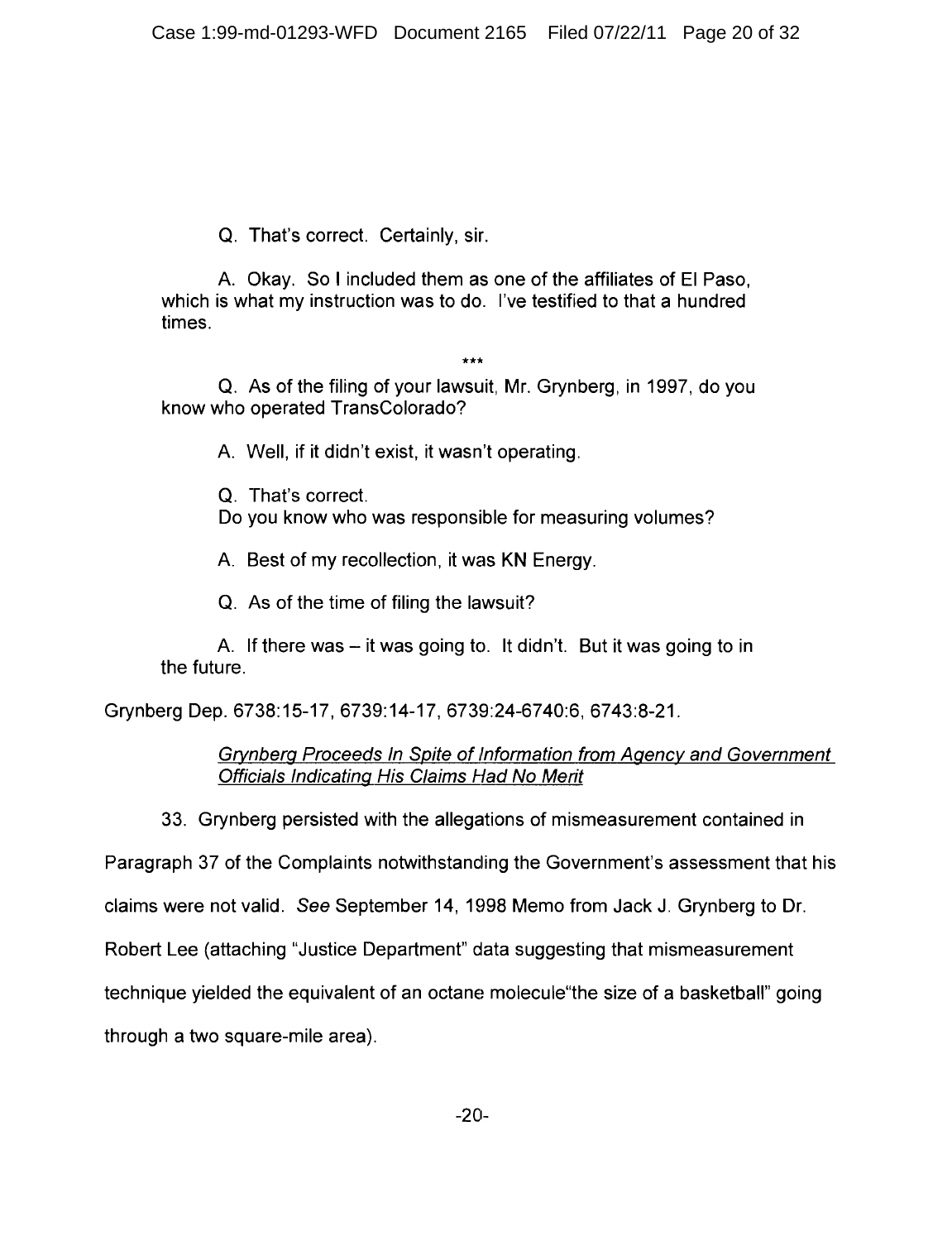Q. That's correct. Certainly, sir.

A. Okay. So I included them as one of the affiliates of El Paso, which is what my instruction was to do. I've testified to that a hundred times.

***

Q. As of the filing of your lawsuit, Mr. Grynberg, in 1997, do you know who operated TransColorado?

A. Well, if it didn't exist, it wasn't operating.

Q. That's correct.
Do you know who was responsible for measuring volumes?

A. Best of my recollection, it was KN Energy.

Q. As of the time of filing the lawsuit?

A. If there was – it was going to. It didn't. But it was going to in the future.

Grynberg Dep. 6738:15-17, 6739:14-17, 6739:24-6740:6, 6743:8-21.

*Grynberg Proceeds In Spite of Information from Agency and Government Officials Indicating His Claims Had No Merit*

33. Grynberg persisted with the allegations of mismeasurement contained in Paragraph 37 of the Complaints notwithstanding the Government's assessment that his claims were not valid. *See* September 14, 1998 Memo from Jack J. Grynberg to Dr. Robert Lee (attaching "Justice Department" data suggesting that mismeasurement technique yielded the equivalent of an octane molecule"the size of a basketball" going through a two square-mile area).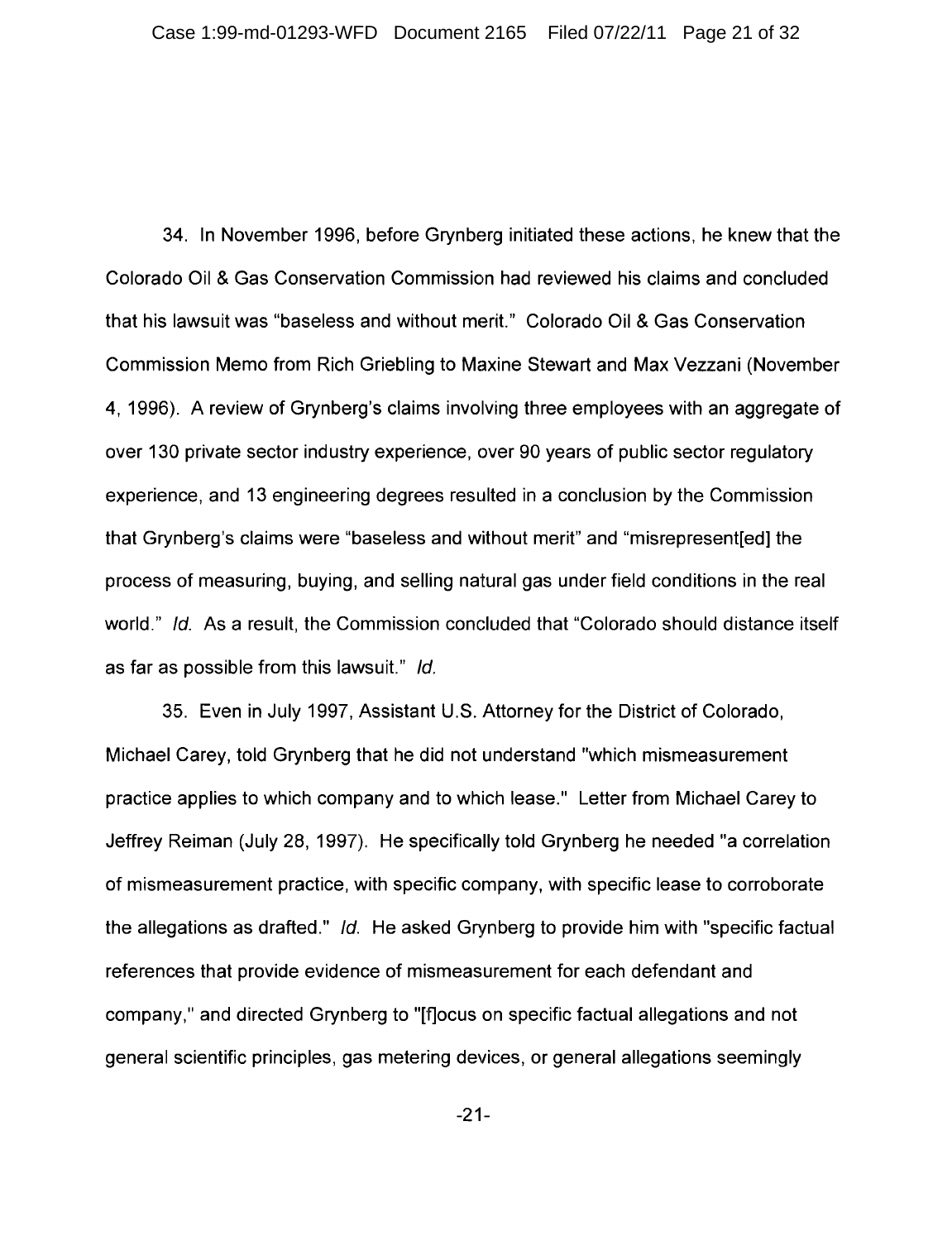34. In November 1996, before Grynberg initiated these actions, he knew that the Colorado Oil & Gas Conservation Commission had reviewed his claims and concluded that his lawsuit was "baseless and without merit." Colorado Oil & Gas Conservation Commission Memo from Rich Griebling to Maxine Stewart and Max Vezzani (November 4, 1996). A review of Grynberg's claims involving three employees with an aggregate of over 130 private sector industry experience, over 90 years of public sector regulatory experience, and 13 engineering degrees resulted in a conclusion by the Commission that Grynberg's claims were "baseless and without merit" and "misrepresent[ed] the process of measuring, buying, and selling natural gas under field conditions in the real world." *Id.* As a result, the Commission concluded that "Colorado should distance itself as far as possible from this lawsuit." *Id.*

35. Even in July 1997, Assistant U.S. Attorney for the District of Colorado, Michael Carey, told Grynberg that he did not understand "which mismeasurement practice applies to which company and to which lease." Letter from Michael Carey to Jeffrey Reiman (July 28, 1997). He specifically told Grynberg he needed "a correlation of mismeasurement practice, with specific company, with specific lease to corroborate the allegations as drafted." *Id.* He asked Grynberg to provide him with "specific factual references that provide evidence of mismeasurement for each defendant and company," and directed Grynberg to "[f]ocus on specific factual allegations and not general scientific principles, gas metering devices, or general allegations seemingly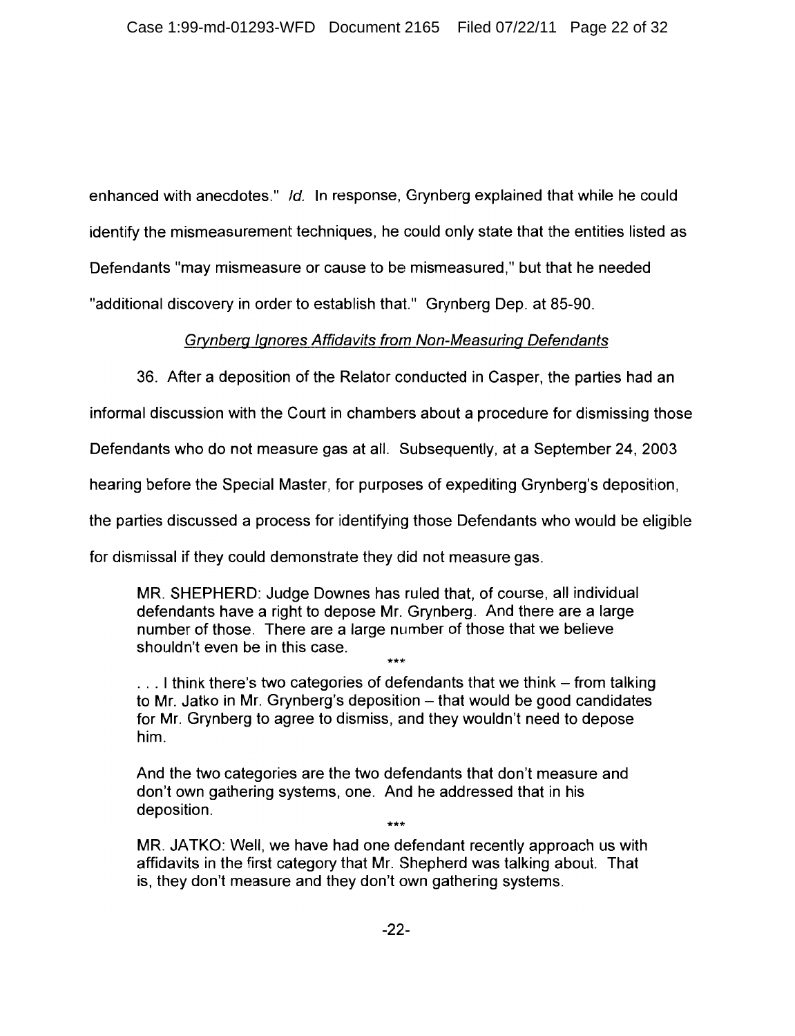enhanced with anecdotes." *Id.* In response, Grynberg explained that while he could identify the mismeasurement techniques, he could only state that the entities listed as Defendants "may mismeasure or cause to be mismeasured," but that he needed "additional discovery in order to establish that." Grynberg Dep. at 85-90.

*Grynberg Ignores Affidavits from Non-Measuring Defendants*

36. After a deposition of the Relator conducted in Casper, the parties had an informal discussion with the Court in chambers about a procedure for dismissing those Defendants who do not measure gas at all. Subsequently, at a September 24, 2003 hearing before the Special Master, for purposes of expediting Grynberg's deposition, the parties discussed a process for identifying those Defendants who would be eligible for dismissal if they could demonstrate they did not measure gas.

> MR. SHEPHERD: Judge Downes has ruled that, of course, all individual defendants have a right to depose Mr. Grynberg. And there are a large number of those. There are a large number of those that we believe shouldn't even be in this case.
>
> ***
>
> . . . I think there's two categories of defendants that we think – from talking to Mr. Jatko in Mr. Grynberg's deposition – that would be good candidates for Mr. Grynberg to agree to dismiss, and they wouldn't need to depose him.
>
> And the two categories are the two defendants that don't measure and don't own gathering systems, one. And he addressed that in his deposition.
>
> ***
>
> MR. JATKO: Well, we have had one defendant recently approach us with affidavits in the first category that Mr. Shepherd was talking about. That is, they don't measure and they don't own gathering systems.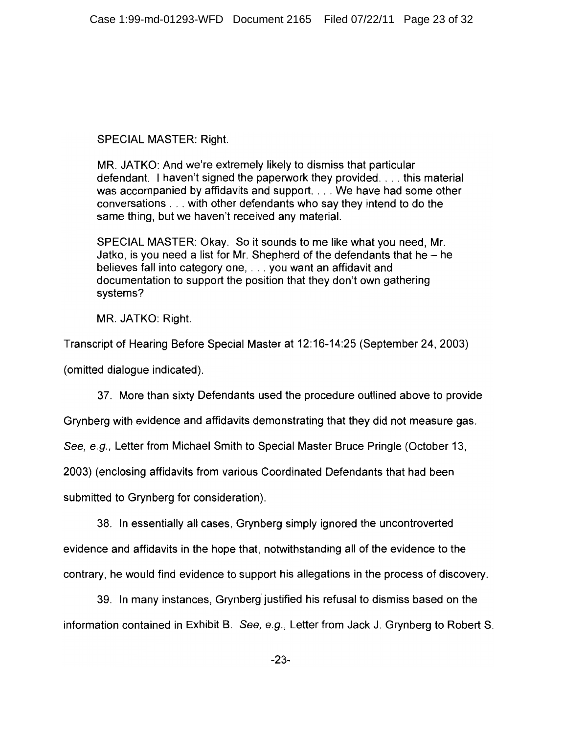SPECIAL MASTER: Right.

MR. JATKO: And we're extremely likely to dismiss that particular defendant. I haven't signed the paperwork they provided. . . . this material was accompanied by affidavits and support. . . . We have had some other conversations . . . with other defendants who say they intend to do the same thing, but we haven't received any material.

SPECIAL MASTER: Okay. So it sounds to me like what you need, Mr. Jatko, is you need a list for Mr. Shepherd of the defendants that he – he believes fall into category one, . . . you want an affidavit and documentation to support the position that they don't own gathering systems?

MR. JATKO: Right.

Transcript of Hearing Before Special Master at 12:16-14:25 (September 24, 2003) (omitted dialogue indicated).

37. More than sixty Defendants used the procedure outlined above to provide Grynberg with evidence and affidavits demonstrating that they did not measure gas. *See, e.g.,* Letter from Michael Smith to Special Master Bruce Pringle (October 13, 2003) (enclosing affidavits from various Coordinated Defendants that had been submitted to Grynberg for consideration).

38. In essentially all cases, Grynberg simply ignored the uncontroverted evidence and affidavits in the hope that, notwithstanding all of the evidence to the contrary, he would find evidence to support his allegations in the process of discovery.

39. In many instances, Grynberg justified his refusal to dismiss based on the information contained in Exhibit B. *See, e.g.,* Letter from Jack J. Grynberg to Robert S.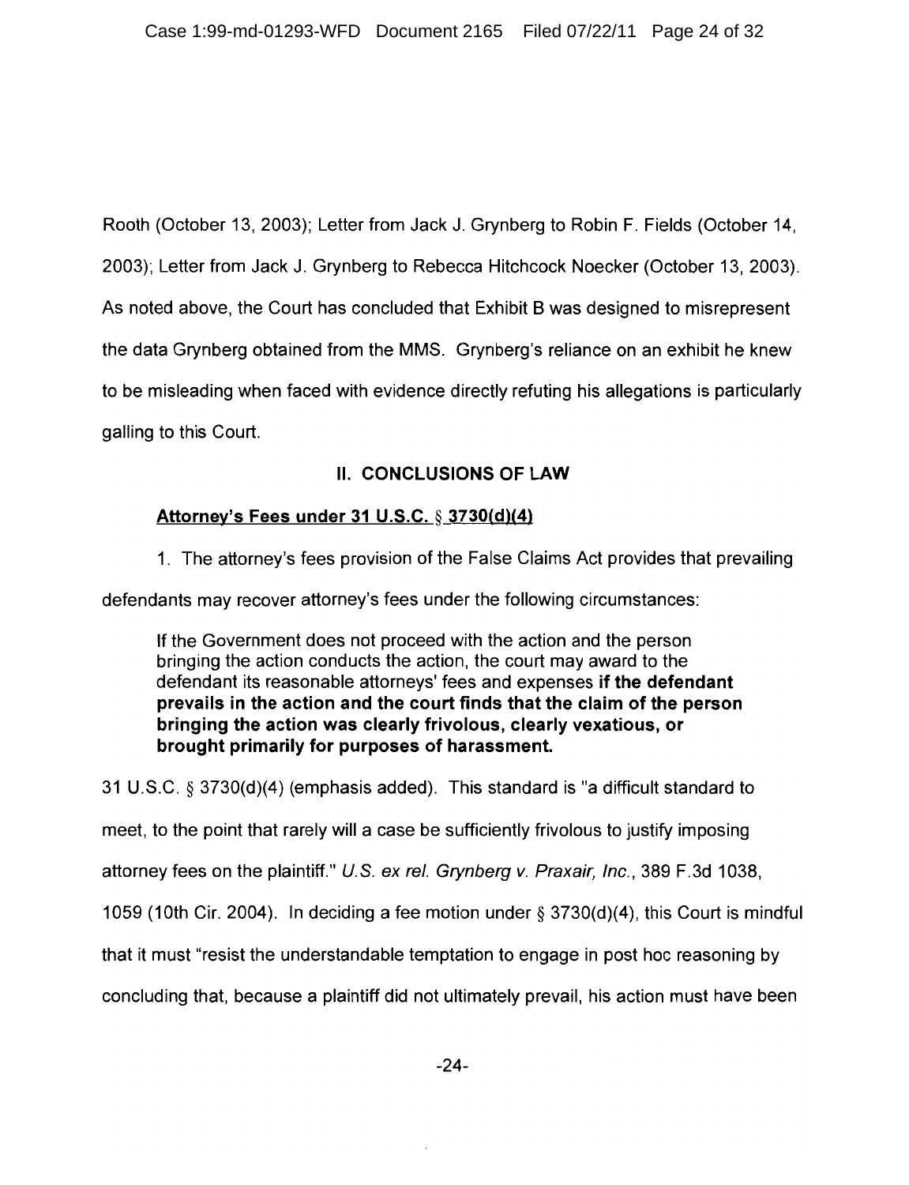Rooth (October 13, 2003); Letter from Jack J. Grynberg to Robin F. Fields (October 14, 2003); Letter from Jack J. Grynberg to Rebecca Hitchcock Noecker (October 13, 2003). As noted above, the Court has concluded that Exhibit B was designed to misrepresent the data Grynberg obtained from the MMS. Grynberg's reliance on an exhibit he knew to be misleading when faced with evidence directly refuting his allegations is particularly galling to this Court.

## II. CONCLUSIONS OF LAW

**Attorney's Fees under 31 U.S.C. § 3730(d)(4)**

1. The attorney's fees provision of the False Claims Act provides that prevailing defendants may recover attorney's fees under the following circumstances:

> If the Government does not proceed with the action and the person bringing the action conducts the action, the court may award to the defendant its reasonable attorneys' fees and expenses **if the defendant prevails in the action and the court finds that the claim of the person bringing the action was clearly frivolous, clearly vexatious, or brought primarily for purposes of harassment.**

31 U.S.C. § 3730(d)(4) (emphasis added). This standard is "a difficult standard to meet, to the point that rarely will a case be sufficiently frivolous to justify imposing attorney fees on the plaintiff." *U.S. ex rel. Grynberg v. Praxair, Inc.*, 389 F.3d 1038, 1059 (10th Cir. 2004). In deciding a fee motion under § 3730(d)(4), this Court is mindful that it must "resist the understandable temptation to engage in post hoc reasoning by concluding that, because a plaintiff did not ultimately prevail, his action must have been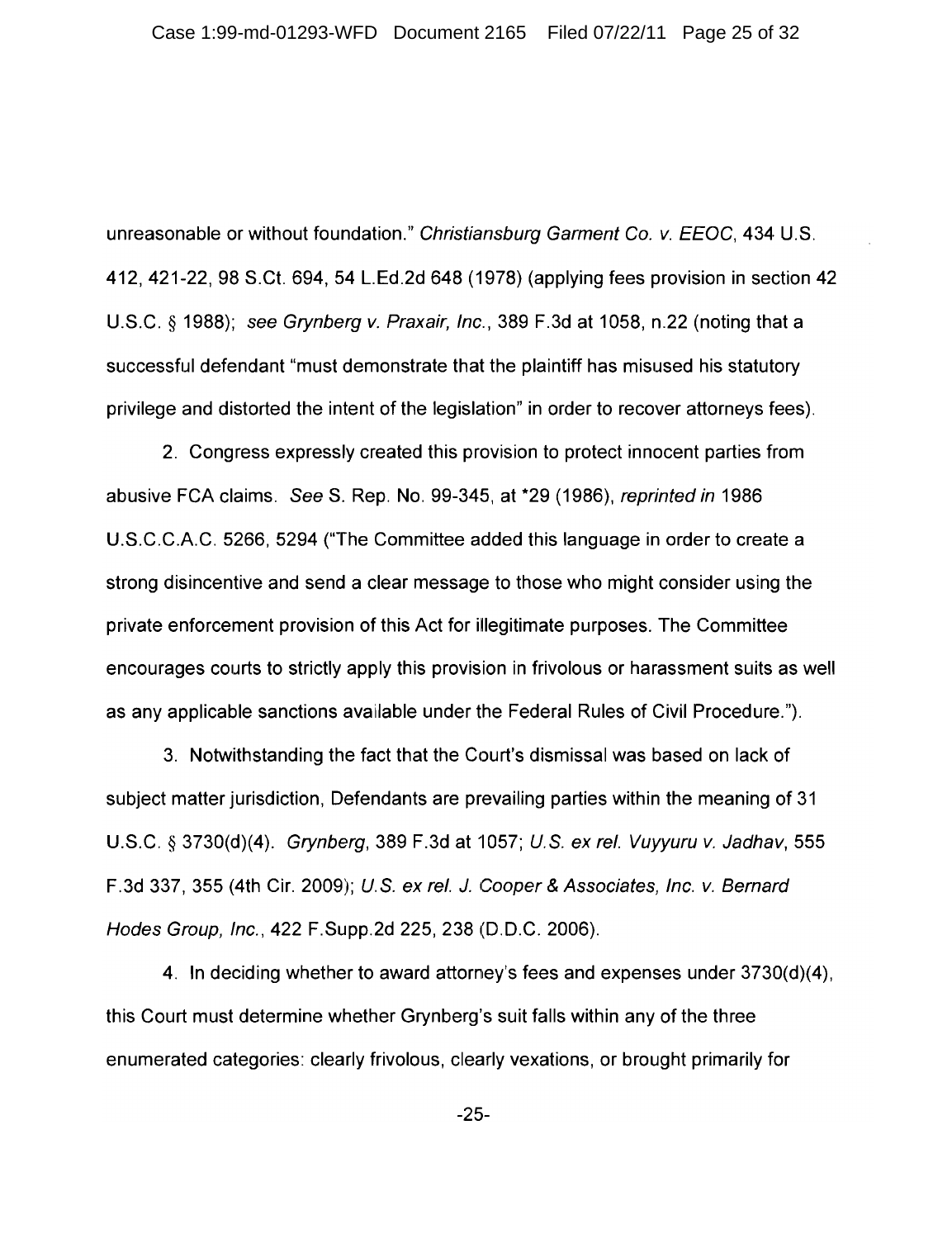unreasonable or without foundation." *Christiansburg Garment Co. v. EEOC*, 434 U.S. 412, 421-22, 98 S.Ct. 694, 54 L.Ed.2d 648 (1978) (applying fees provision in section 42 U.S.C. § 1988); *see Grynberg v. Praxair, Inc.*, 389 F.3d at 1058, n.22 (noting that a successful defendant "must demonstrate that the plaintiff has misused his statutory privilege and distorted the intent of the legislation" in order to recover attorneys fees).

2. Congress expressly created this provision to protect innocent parties from abusive FCA claims. *See* S. Rep. No. 99-345, at *29 (1986), *reprinted in* 1986 U.S.C.C.A.C. 5266, 5294 ("The Committee added this language in order to create a strong disincentive and send a clear message to those who might consider using the private enforcement provision of this Act for illegitimate purposes. The Committee encourages courts to strictly apply this provision in frivolous or harassment suits as well as any applicable sanctions available under the Federal Rules of Civil Procedure.").

3. Notwithstanding the fact that the Court's dismissal was based on lack of subject matter jurisdiction, Defendants are prevailing parties within the meaning of 31 U.S.C. § 3730(d)(4). *Grynberg*, 389 F.3d at 1057; *U.S. ex rel. Vuyyuru v. Jadhav*, 555 F.3d 337, 355 (4th Cir. 2009); *U.S. ex rel. J. Cooper & Associates, Inc. v. Bernard Hodes Group, Inc.*, 422 F.Supp.2d 225, 238 (D.D.C. 2006).

4. In deciding whether to award attorney's fees and expenses under 3730(d)(4), this Court must determine whether Grynberg's suit falls within any of the three enumerated categories: clearly frivolous, clearly vexations, or brought primarily for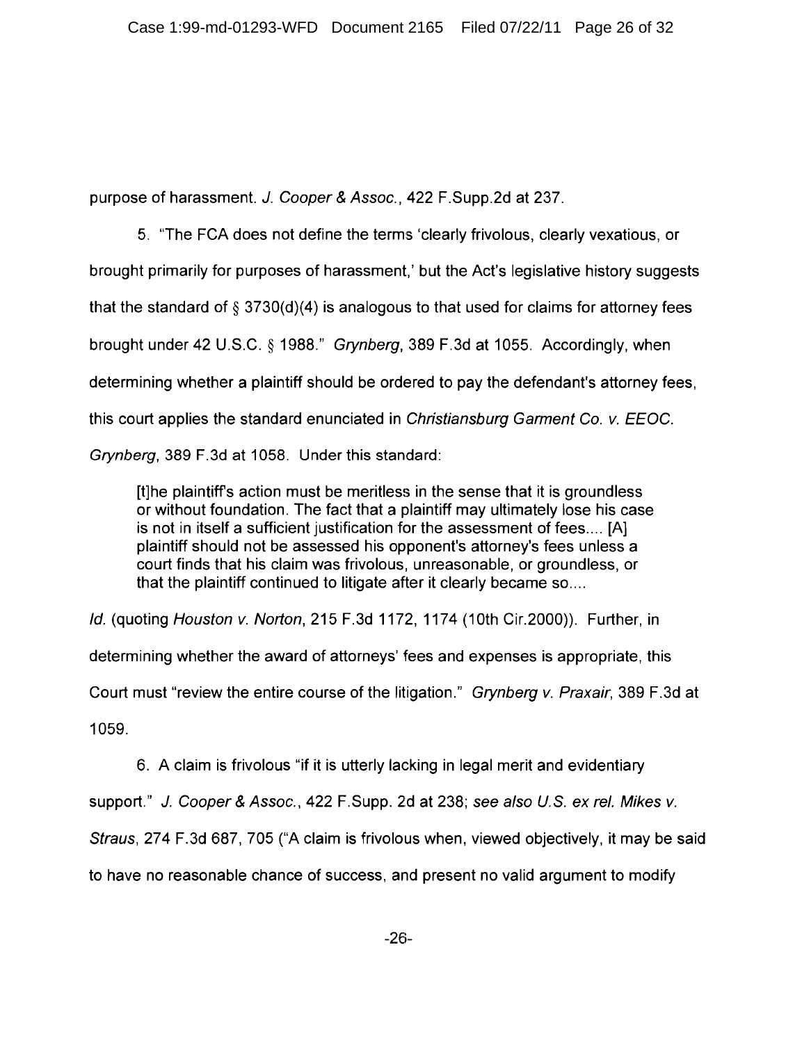purpose of harassment. *J. Cooper & Assoc.*, 422 F.Supp.2d at 237.

5. "The FCA does not define the terms 'clearly frivolous, clearly vexatious, or brought primarily for purposes of harassment,' but the Act's legislative history suggests that the standard of § 3730(d)(4) is analogous to that used for claims for attorney fees brought under 42 U.S.C. § 1988." *Grynberg*, 389 F.3d at 1055. Accordingly, when determining whether a plaintiff should be ordered to pay the defendant's attorney fees, this court applies the standard enunciated in *Christiansburg Garment Co. v. EEOC*. *Grynberg*, 389 F.3d at 1058. Under this standard:

> [t]he plaintiff's action must be meritless in the sense that it is groundless or without foundation. The fact that a plaintiff may ultimately lose his case is not in itself a sufficient justification for the assessment of fees.... [A] plaintiff should not be assessed his opponent's attorney's fees unless a court finds that his claim was frivolous, unreasonable, or groundless, or that the plaintiff continued to litigate after it clearly became so....

*Id.* (quoting *Houston v. Norton*, 215 F.3d 1172, 1174 (10th Cir.2000)). Further, in determining whether the award of attorneys' fees and expenses is appropriate, this Court must "review the entire course of the litigation." *Grynberg v. Praxair*, 389 F.3d at 1059.

6. A claim is frivolous "if it is utterly lacking in legal merit and evidentiary support." *J. Cooper & Assoc.*, 422 F.Supp. 2d at 238; *see also U.S. ex rel. Mikes v. Straus*, 274 F.3d 687, 705 ("A claim is frivolous when, viewed objectively, it may be said to have no reasonable chance of success, and present no valid argument to modify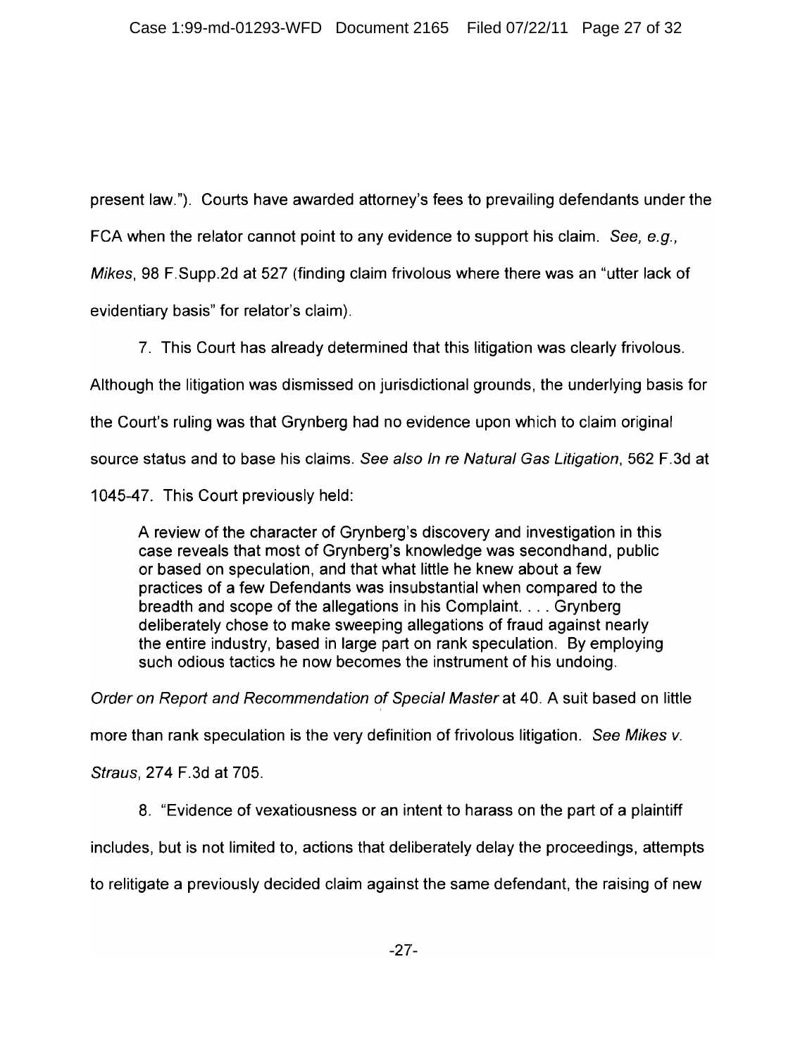present law."). Courts have awarded attorney's fees to prevailing defendants under the FCA when the relator cannot point to any evidence to support his claim. *See, e.g., Mikes*, 98 F.Supp.2d at 527 (finding claim frivolous where there was an "utter lack of evidentiary basis" for relator's claim).

7. This Court has already determined that this litigation was clearly frivolous. Although the litigation was dismissed on jurisdictional grounds, the underlying basis for the Court's ruling was that Grynberg had no evidence upon which to claim original source status and to base his claims. *See also In re Natural Gas Litigation*, 562 F.3d at 1045-47. This Court previously held:

> A review of the character of Grynberg's discovery and investigation in this case reveals that most of Grynberg's knowledge was secondhand, public or based on speculation, and that what little he knew about a few practices of a few Defendants was insubstantial when compared to the breadth and scope of the allegations in his Complaint. . . . Grynberg deliberately chose to make sweeping allegations of fraud against nearly the entire industry, based in large part on rank speculation. By employing such odious tactics he now becomes the instrument of his undoing.

*Order on Report and Recommendation of Special Master* at 40. A suit based on little more than rank speculation is the very definition of frivolous litigation. *See Mikes v. Straus*, 274 F.3d at 705.

8. "Evidence of vexatiousness or an intent to harass on the part of a plaintiff includes, but is not limited to, actions that deliberately delay the proceedings, attempts to relitigate a previously decided claim against the same defendant, the raising of new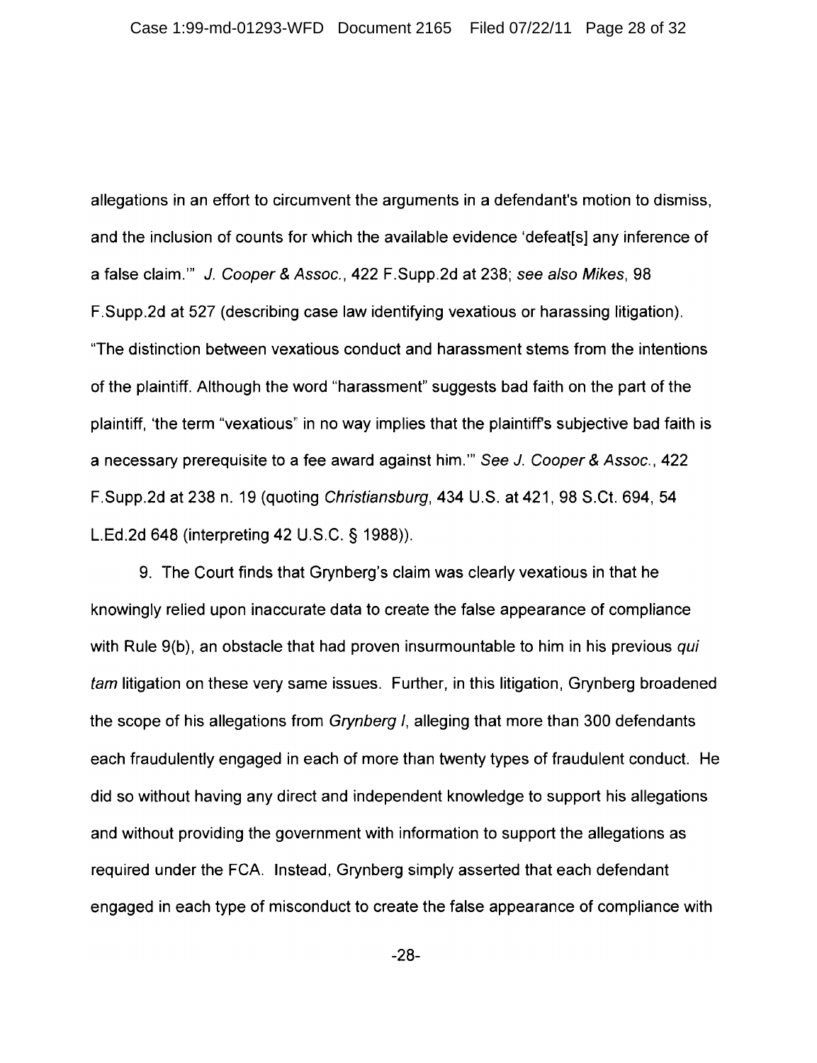allegations in an effort to circumvent the arguments in a defendant's motion to dismiss, and the inclusion of counts for which the available evidence 'defeat[s] any inference of a false claim.'" *J. Cooper & Assoc.*, 422 F.Supp.2d at 238; *see also Mikes*, 98 F.Supp.2d at 527 (describing case law identifying vexatious or harassing litigation). "The distinction between vexatious conduct and harassment stems from the intentions of the plaintiff. Although the word "harassment" suggests bad faith on the part of the plaintiff, 'the term "vexatious" in no way implies that the plaintiff's subjective bad faith is a necessary prerequisite to a fee award against him.'" *See J. Cooper & Assoc.*, 422 F.Supp.2d at 238 n. 19 (quoting *Christiansburg*, 434 U.S. at 421, 98 S.Ct. 694, 54 L.Ed.2d 648 (interpreting 42 U.S.C. § 1988)).

9. The Court finds that Grynberg's claim was clearly vexatious in that he knowingly relied upon inaccurate data to create the false appearance of compliance with Rule 9(b), an obstacle that had proven insurmountable to him in his previous *qui tam* litigation on these very same issues. Further, in this litigation, Grynberg broadened the scope of his allegations from *Grynberg I*, alleging that more than 300 defendants each fraudulently engaged in each of more than twenty types of fraudulent conduct. He did so without having any direct and independent knowledge to support his allegations and without providing the government with information to support the allegations as required under the FCA. Instead, Grynberg simply asserted that each defendant engaged in each type of misconduct to create the false appearance of compliance with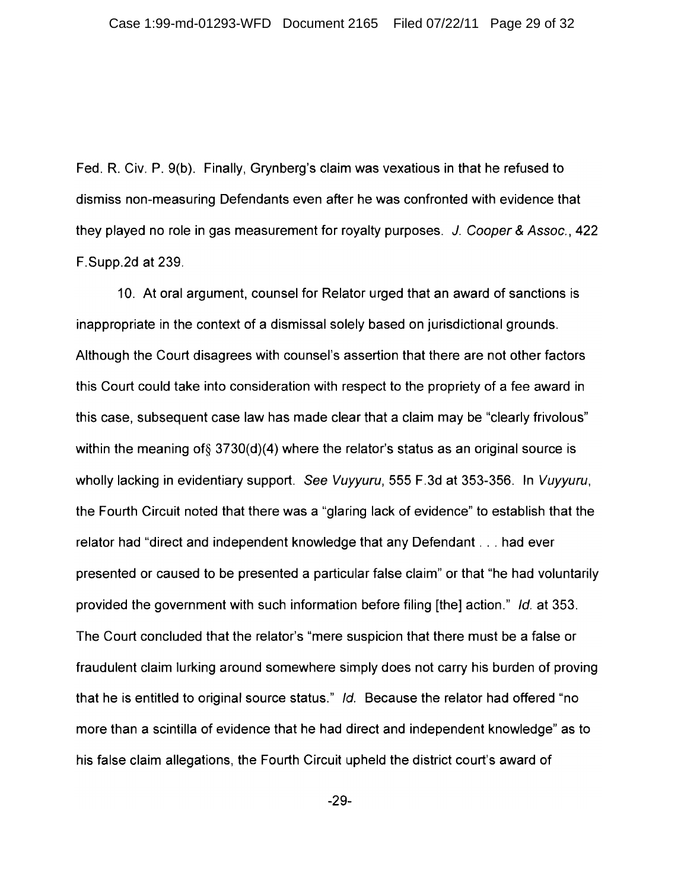Fed. R. Civ. P. 9(b). Finally, Grynberg's claim was vexatious in that he refused to dismiss non-measuring Defendants even after he was confronted with evidence that they played no role in gas measurement for royalty purposes. *J. Cooper & Assoc.*, 422 F.Supp.2d at 239.

10. At oral argument, counsel for Relator urged that an award of sanctions is inappropriate in the context of a dismissal solely based on jurisdictional grounds. Although the Court disagrees with counsel's assertion that there are not other factors this Court could take into consideration with respect to the propriety of a fee award in this case, subsequent case law has made clear that a claim may be "clearly frivolous" within the meaning of§ 3730(d)(4) where the relator's status as an original source is wholly lacking in evidentiary support. *See Vuyyuru*, 555 F.3d at 353-356. In *Vuyyuru*, the Fourth Circuit noted that there was a "glaring lack of evidence" to establish that the relator had "direct and independent knowledge that any Defendant . . . had ever presented or caused to be presented a particular false claim" or that "he had voluntarily provided the government with such information before filing [the] action." *Id.* at 353. The Court concluded that the relator's "mere suspicion that there must be a false or fraudulent claim lurking around somewhere simply does not carry his burden of proving that he is entitled to original source status." *Id.* Because the relator had offered "no more than a scintilla of evidence that he had direct and independent knowledge" as to his false claim allegations, the Fourth Circuit upheld the district court's award of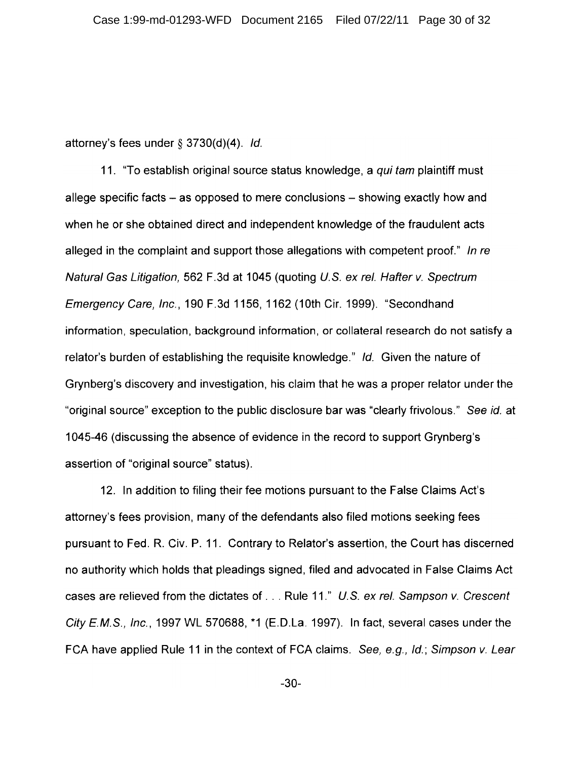attorney's fees under § 3730(d)(4). *Id.*

11. "To establish original source status knowledge, a *qui tam* plaintiff must allege specific facts – as opposed to mere conclusions – showing exactly how and when he or she obtained direct and independent knowledge of the fraudulent acts alleged in the complaint and support those allegations with competent proof." *In re Natural Gas Litigation,* 562 F.3d at 1045 (quoting *U.S. ex rel. Hafter v. Spectrum Emergency Care, Inc.*, 190 F.3d 1156, 1162 (10th Cir. 1999). "Secondhand information, speculation, background information, or collateral research do not satisfy a relator's burden of establishing the requisite knowledge." *Id.* Given the nature of Grynberg's discovery and investigation, his claim that he was a proper relator under the "original source" exception to the public disclosure bar was "clearly frivolous." *See id.* at 1045-46 (discussing the absence of evidence in the record to support Grynberg's assertion of "original source" status).

12. In addition to filing their fee motions pursuant to the False Claims Act's attorney's fees provision, many of the defendants also filed motions seeking fees pursuant to Fed. R. Civ. P. 11. Contrary to Relator's assertion, the Court has discerned no authority which holds that pleadings signed, filed and advocated in False Claims Act cases are relieved from the dictates of . . . Rule 11." *U.S. ex rel. Sampson v. Crescent City E.M.S., Inc.*, 1997 WL 570688, *1 (E.D.La. 1997). In fact, several cases under the FCA have applied Rule 11 in the context of FCA claims. *See, e.g., Id.*; *Simpson v. Lear*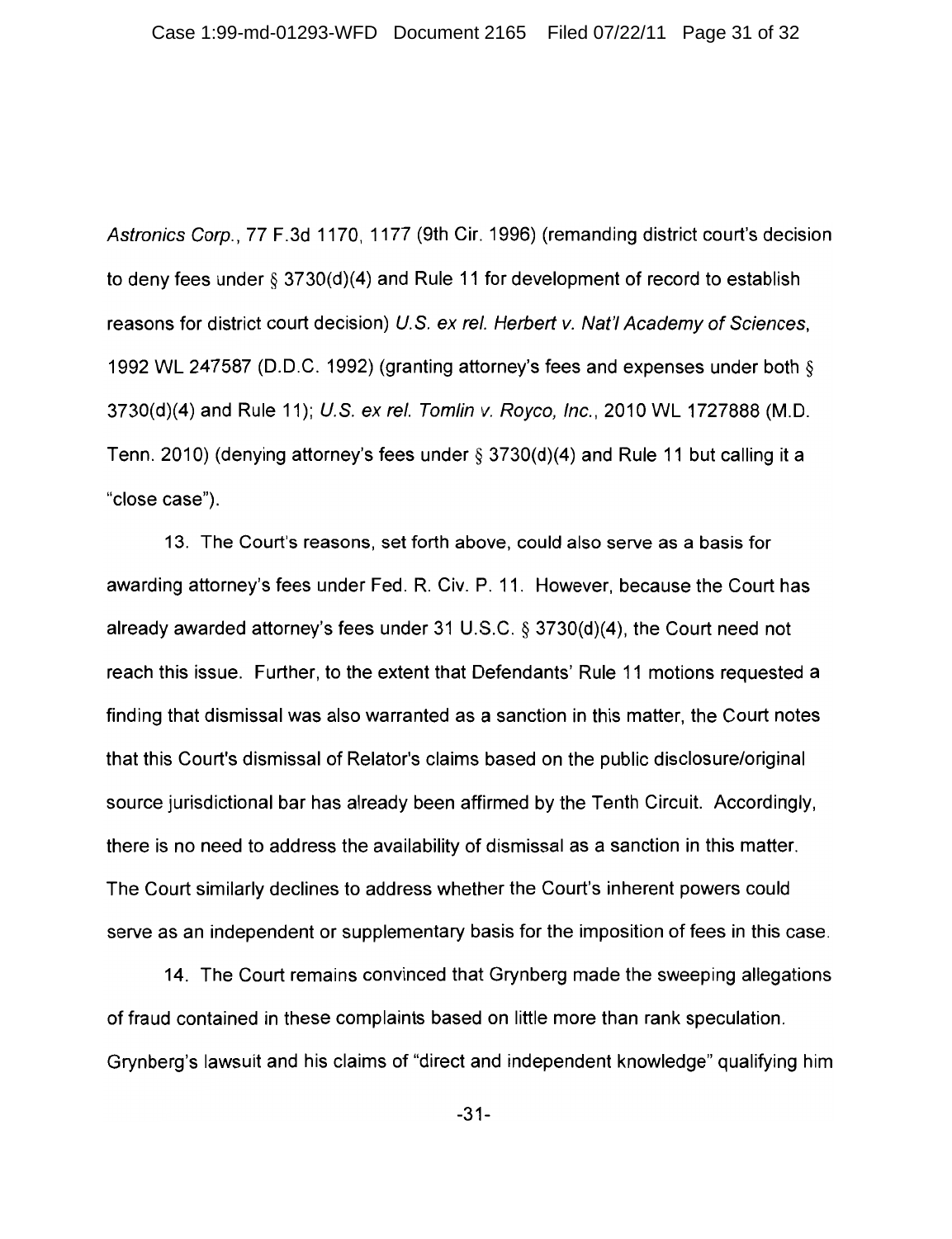*Astronics Corp.*, 77 F.3d 1170, 1177 (9th Cir. 1996) (remanding district court's decision to deny fees under § 3730(d)(4) and Rule 11 for development of record to establish reasons for district court decision) *U.S. ex rel. Herbert v. Nat'l Academy of Sciences*, 1992 WL 247587 (D.D.C. 1992) (granting attorney's fees and expenses under both § 3730(d)(4) and Rule 11); *U.S. ex rel. Tomlin v. Royco, Inc.*, 2010 WL 1727888 (M.D. Tenn. 2010) (denying attorney's fees under § 3730(d)(4) and Rule 11 but calling it a "close case").

13. The Court's reasons, set forth above, could also serve as a basis for awarding attorney's fees under Fed. R. Civ. P. 11. However, because the Court has already awarded attorney's fees under 31 U.S.C. § 3730(d)(4), the Court need not reach this issue. Further, to the extent that Defendants' Rule 11 motions requested a finding that dismissal was also warranted as a sanction in this matter, the Court notes that this Court's dismissal of Relator's claims based on the public disclosure/original source jurisdictional bar has already been affirmed by the Tenth Circuit. Accordingly, there is no need to address the availability of dismissal as a sanction in this matter. The Court similarly declines to address whether the Court's inherent powers could serve as an independent or supplementary basis for the imposition of fees in this case.

14. The Court remains convinced that Grynberg made the sweeping allegations of fraud contained in these complaints based on little more than rank speculation. Grynberg's lawsuit and his claims of "direct and independent knowledge" qualifying him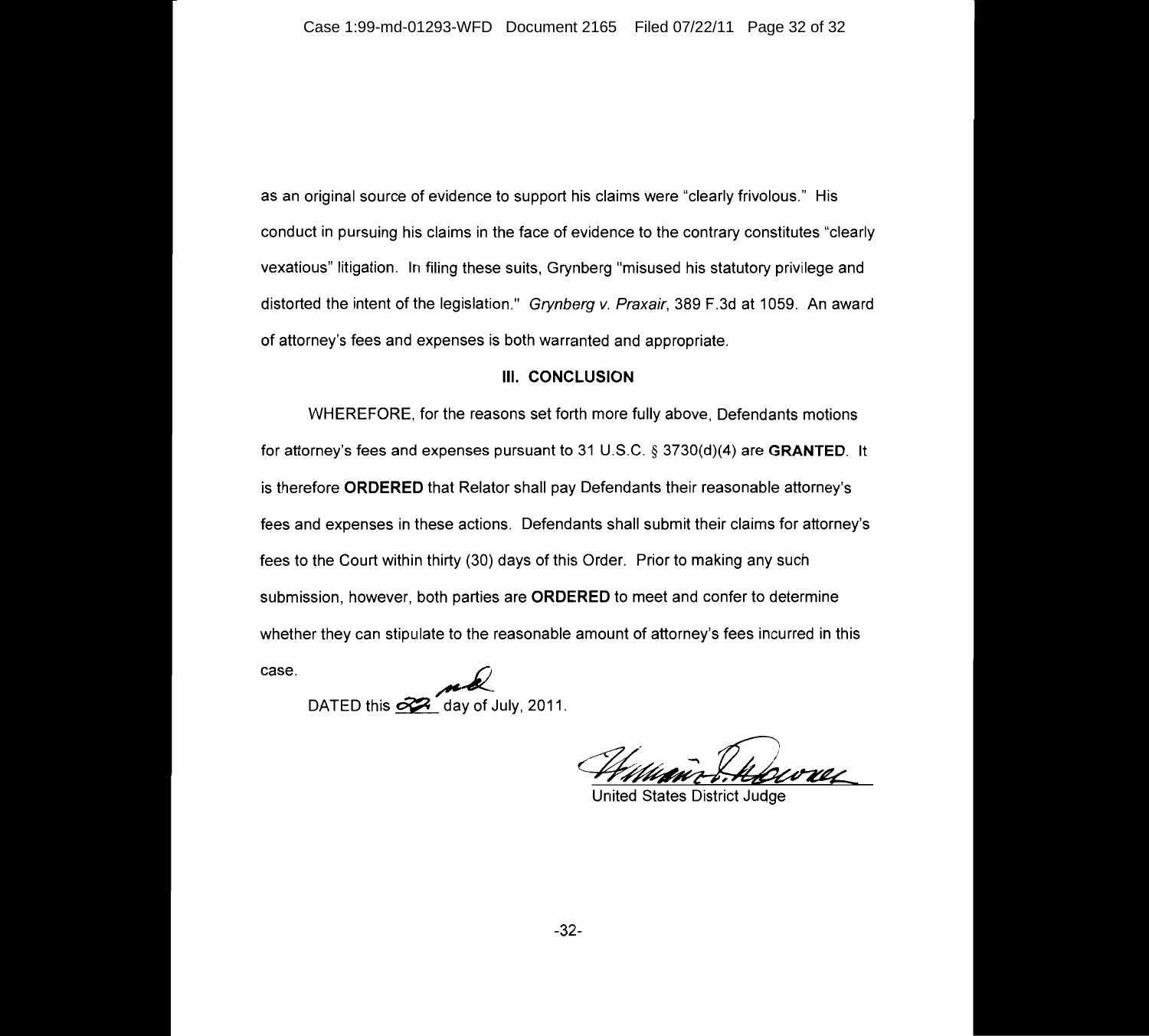as an original source of evidence to support his claims were "clearly frivolous." His conduct in pursuing his claims in the face of evidence to the contrary constitutes "clearly vexatious" litigation. In filing these suits, Grynberg "misused his statutory privilege and distorted the intent of the legislation." *Grynberg v. Praxair*, 389 F.3d at 1059. An award of attorney's fees and expenses is both warranted and appropriate.

## III. CONCLUSION

WHEREFORE, for the reasons set forth more fully above, Defendants motions for attorney's fees and expenses pursuant to 31 U.S.C. § 3730(d)(4) are **GRANTED**. It is therefore **ORDERED** that Relator shall pay Defendants their reasonable attorney's fees and expenses in these actions. Defendants shall submit their claims for attorney's fees to the Court within thirty (30) days of this Order. Prior to making any such submission, however, both parties are **ORDERED** to meet and confer to determine whether they can stipulate to the reasonable amount of attorney's fees incurred in this case.

DATED this 22nd day of July, 2011.

United States District Judge